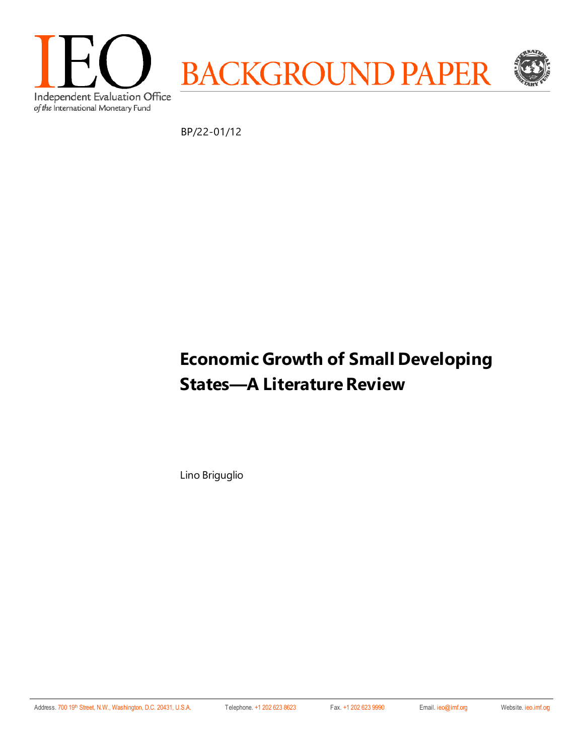IEO

Independent Evaluation Office
*of the* International Monetary Fund

BACKGROUND PAPER

BP/22-01/12

# Economic Growth of Small Developing States—A Literature Review

Lino Briguglio

Address. 700 19th Street, N.W., Washington, D.C. 20431, U.S.A. Telephone. +1 202 623 8623 Fax. +1 202 623 9990 Email. ieo@imf.org Website. ieo.imf.org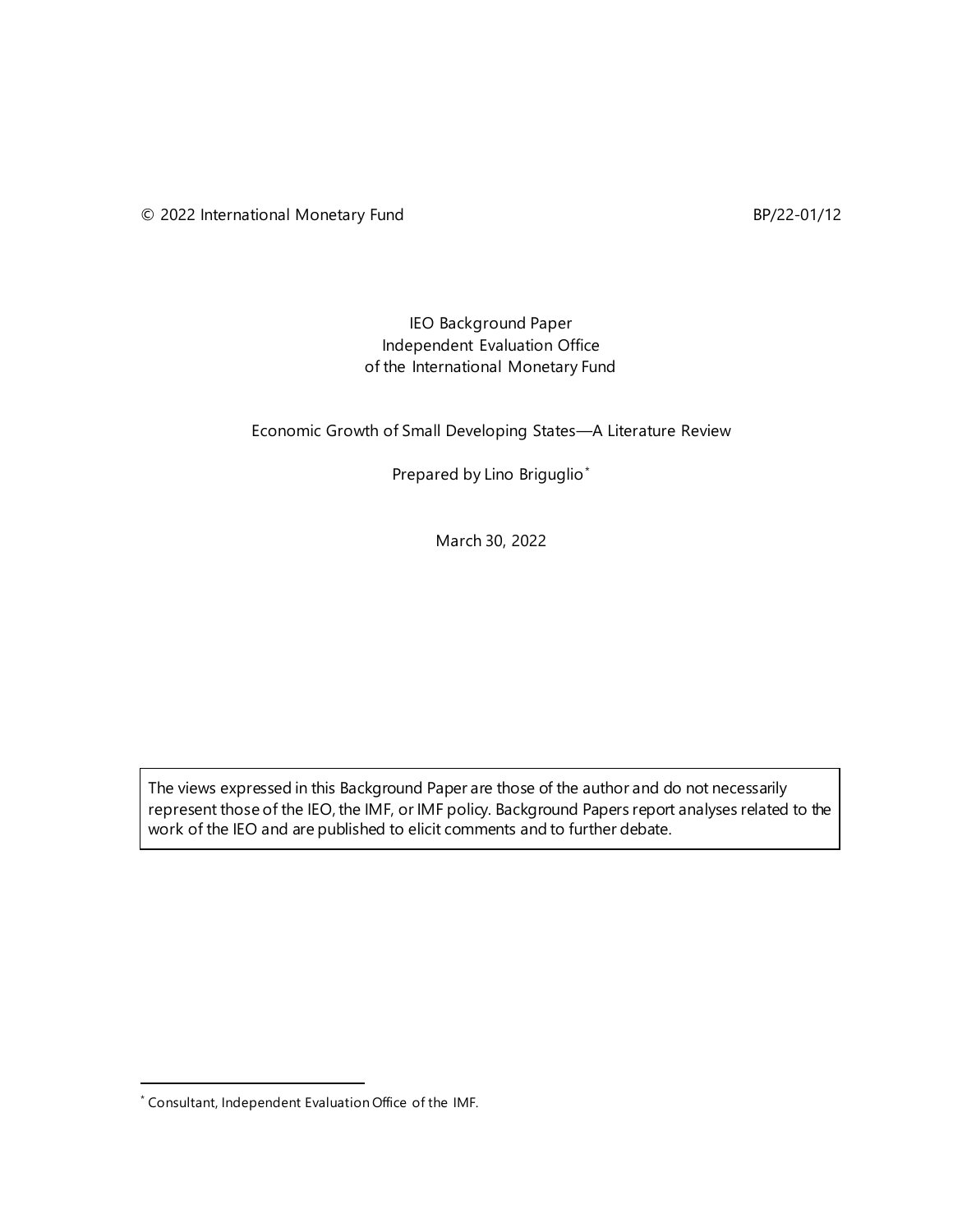© 2022 International Monetary Fund BP/22-01/12

IEO Background Paper
Independent Evaluation Office
of the International Monetary Fund

# Economic Growth of Small Developing States—A Literature Review

Prepared by Lino Briguglio[*]

March 30, 2022

The views expressed in this Background Paper are those of the author and do not necessarily represent those of the IEO, the IMF, or IMF policy. Background Papers report analyses related to the work of the IEO and are published to elicit comments and to further debate.

[*] Consultant, Independent Evaluation Office of the IMF.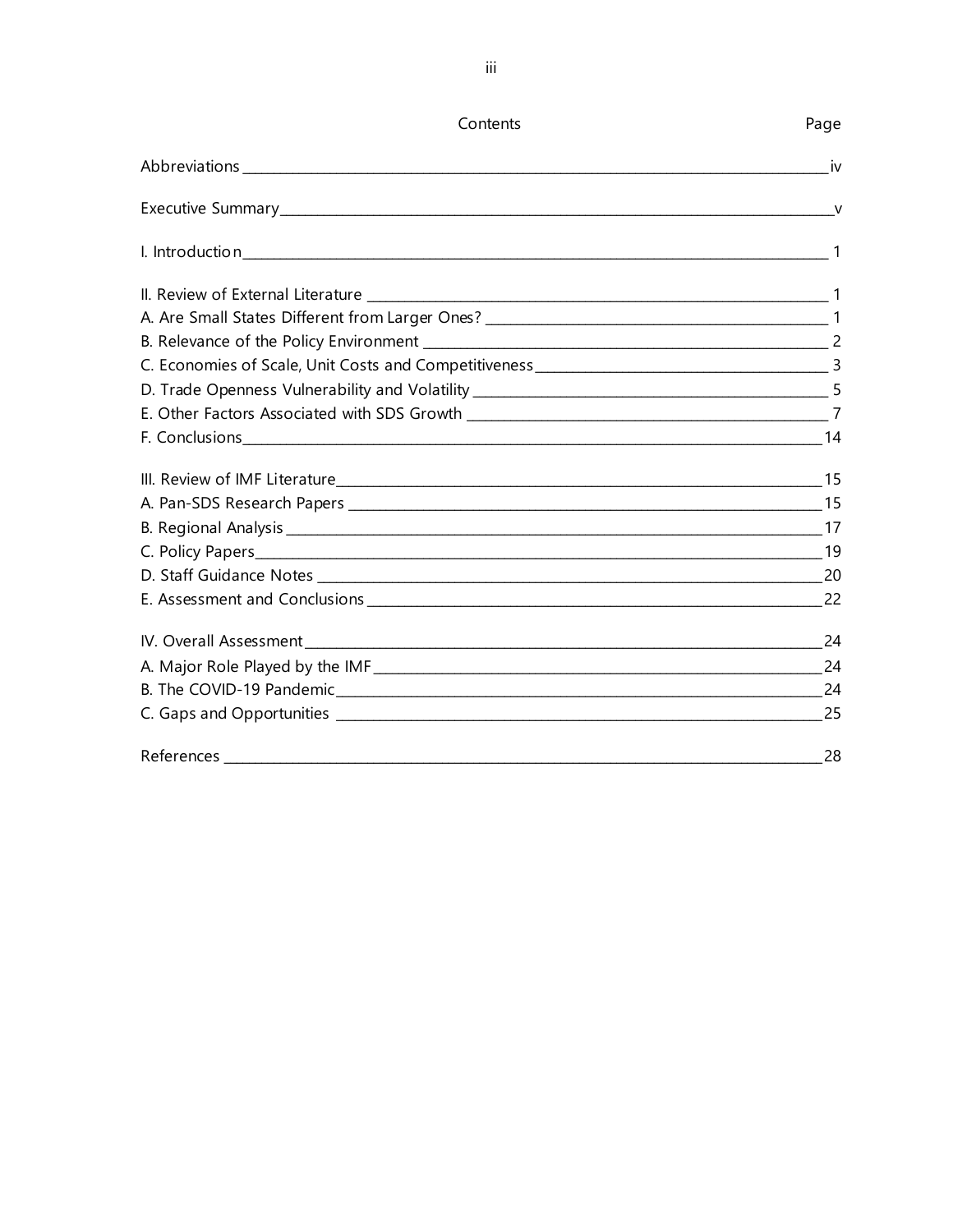## Contents

| | Page |
|---|---|
| Abbreviations | iv |
| Executive Summary | v |
| I. Introduction | 1 |
| II. Review of External Literature | 1 |
| A. Are Small States Different from Larger Ones? | 1 |
| B. Relevance of the Policy Environment | 2 |
| C. Economies of Scale, Unit Costs and Competitiveness | 3 |
| D. Trade Openness Vulnerability and Volatility | 5 |
| E. Other Factors Associated with SDS Growth | 7 |
| F. Conclusions | 14 |
| III. Review of IMF Literature | 15 |
| A. Pan-SDS Research Papers | 15 |
| B. Regional Analysis | 17 |
| C. Policy Papers | 19 |
| D. Staff Guidance Notes | 20 |
| E. Assessment and Conclusions | 22 |
| IV. Overall Assessment | 24 |
| A. Major Role Played by the IMF | 24 |
| B. The COVID-19 Pandemic | 24 |
| C. Gaps and Opportunities | 25 |
| References | 28 |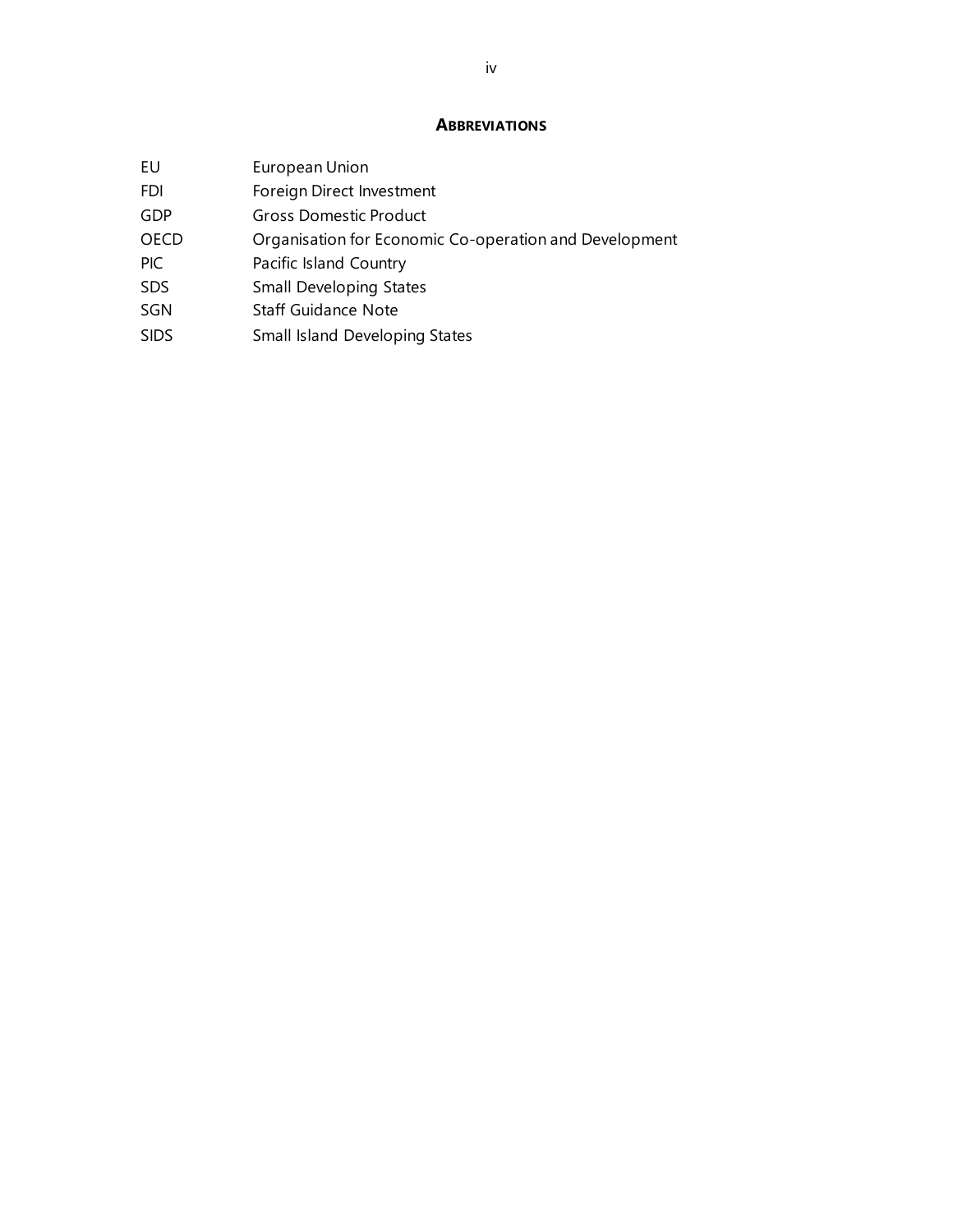## Abbreviations

| | |
|---|---|
| EU | European Union |
| FDI | Foreign Direct Investment |
| GDP | Gross Domestic Product |
| OECD | Organisation for Economic Co-operation and Development |
| PIC | Pacific Island Country |
| SDS | Small Developing States |
| SGN | Staff Guidance Note |
| SIDS | Small Island Developing States |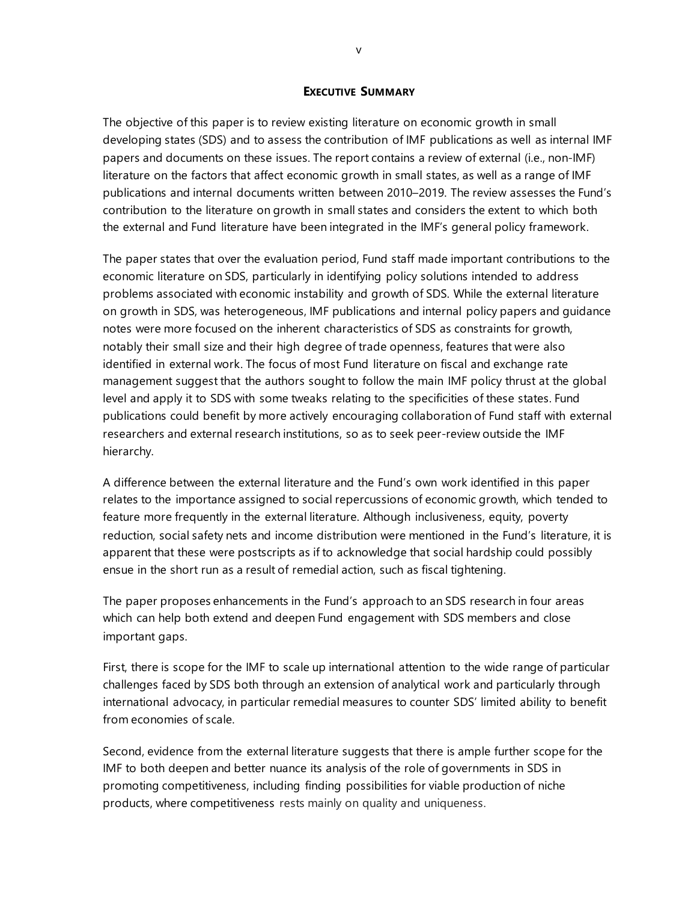## EXECUTIVE SUMMARY

The objective of this paper is to review existing literature on economic growth in small developing states (SDS) and to assess the contribution of IMF publications as well as internal IMF papers and documents on these issues. The report contains a review of external (i.e., non-IMF) literature on the factors that affect economic growth in small states, as well as a range of IMF publications and internal documents written between 2010–2019. The review assesses the Fund's contribution to the literature on growth in small states and considers the extent to which both the external and Fund literature have been integrated in the IMF's general policy framework.

The paper states that over the evaluation period, Fund staff made important contributions to the economic literature on SDS, particularly in identifying policy solutions intended to address problems associated with economic instability and growth of SDS. While the external literature on growth in SDS, was heterogeneous, IMF publications and internal policy papers and guidance notes were more focused on the inherent characteristics of SDS as constraints for growth, notably their small size and their high degree of trade openness, features that were also identified in external work. The focus of most Fund literature on fiscal and exchange rate management suggest that the authors sought to follow the main IMF policy thrust at the global level and apply it to SDS with some tweaks relating to the specificities of these states. Fund publications could benefit by more actively encouraging collaboration of Fund staff with external researchers and external research institutions, so as to seek peer-review outside the IMF hierarchy.

A difference between the external literature and the Fund's own work identified in this paper relates to the importance assigned to social repercussions of economic growth, which tended to feature more frequently in the external literature. Although inclusiveness, equity, poverty reduction, social safety nets and income distribution were mentioned in the Fund's literature, it is apparent that these were postscripts as if to acknowledge that social hardship could possibly ensue in the short run as a result of remedial action, such as fiscal tightening.

The paper proposes enhancements in the Fund's approach to an SDS research in four areas which can help both extend and deepen Fund engagement with SDS members and close important gaps.

First, there is scope for the IMF to scale up international attention to the wide range of particular challenges faced by SDS both through an extension of analytical work and particularly through international advocacy, in particular remedial measures to counter SDS' limited ability to benefit from economies of scale.

Second, evidence from the external literature suggests that there is ample further scope for the IMF to both deepen and better nuance its analysis of the role of governments in SDS in promoting competitiveness, including finding possibilities for viable production of niche products, where competitiveness rests mainly on quality and uniqueness.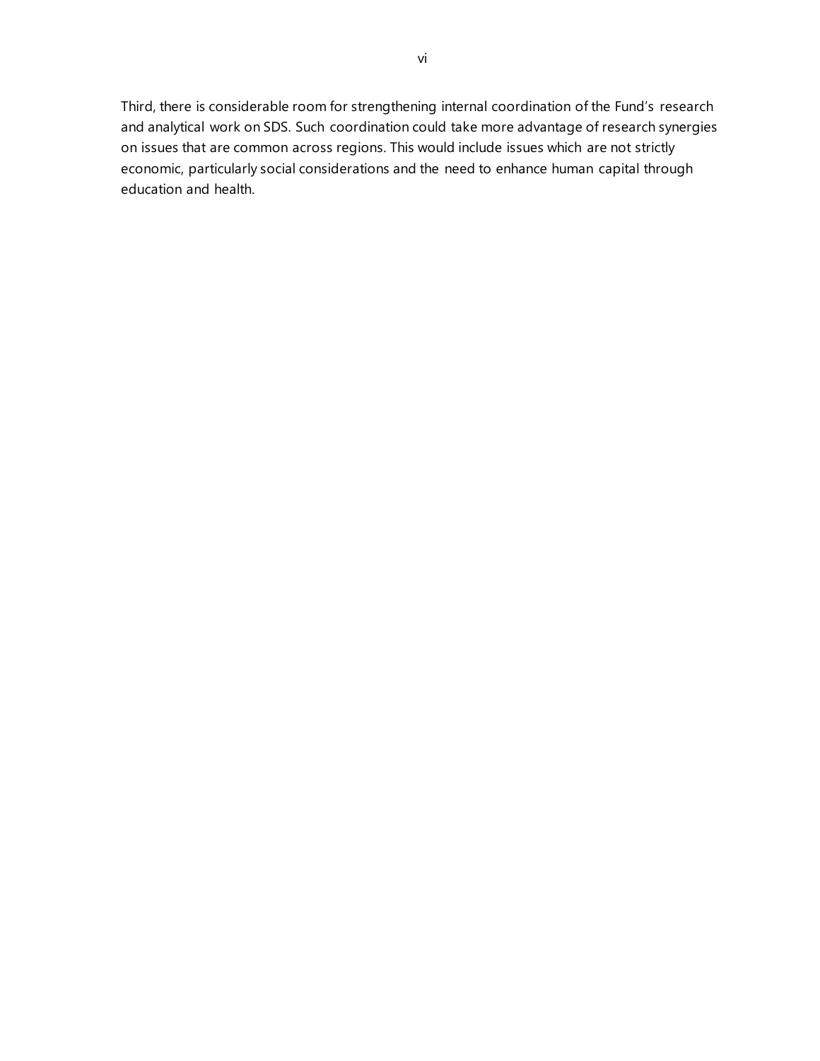Third, there is considerable room for strengthening internal coordination of the Fund's research and analytical work on SDS. Such coordination could take more advantage of research synergies on issues that are common across regions. This would include issues which are not strictly economic, particularly social considerations and the need to enhance human capital through education and health.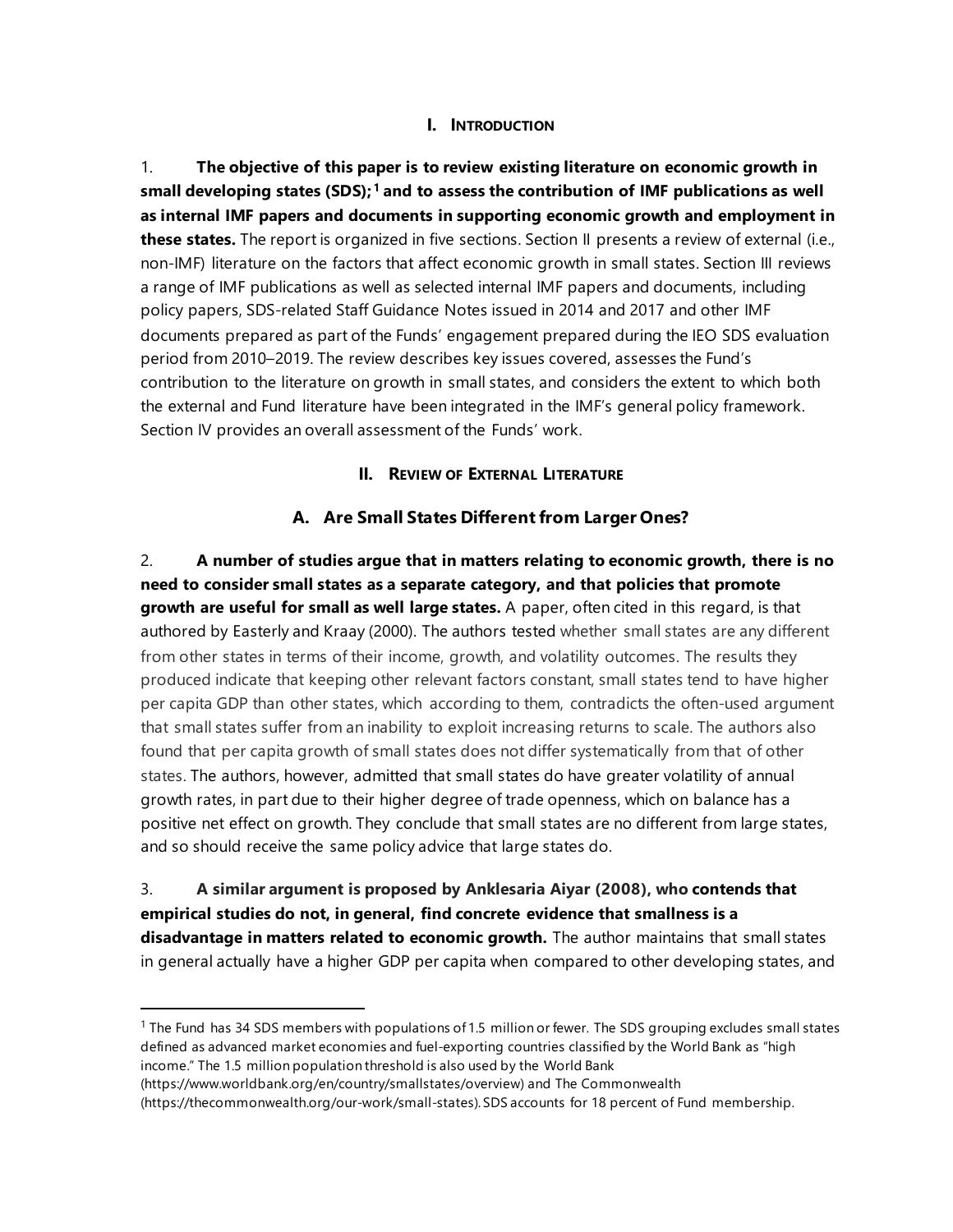## I. Introduction

1. **The objective of this paper is to review existing literature on economic growth in small developing states (SDS);[1] and to assess the contribution of IMF publications as well as internal IMF papers and documents in supporting economic growth and employment in these states.** The report is organized in five sections. Section II presents a review of external (i.e., non-IMF) literature on the factors that affect economic growth in small states. Section III reviews a range of IMF publications as well as selected internal IMF papers and documents, including policy papers, SDS-related Staff Guidance Notes issued in 2014 and 2017 and other IMF documents prepared as part of the Funds' engagement prepared during the IEO SDS evaluation period from 2010–2019. The review describes key issues covered, assesses the Fund's contribution to the literature on growth in small states, and considers the extent to which both the external and Fund literature have been integrated in the IMF's general policy framework. Section IV provides an overall assessment of the Funds' work.

## II. Review of External Literature

### A. Are Small States Different from Larger Ones?

2. **A number of studies argue that in matters relating to economic growth, there is no need to consider small states as a separate category, and that policies that promote growth are useful for small as well large states.** A paper, often cited in this regard, is that authored by Easterly and Kraay (2000). The authors tested whether small states are any different from other states in terms of their income, growth, and volatility outcomes. The results they produced indicate that keeping other relevant factors constant, small states tend to have higher per capita GDP than other states, which according to them, contradicts the often-used argument that small states suffer from an inability to exploit increasing returns to scale. The authors also found that per capita growth of small states does not differ systematically from that of other states. The authors, however, admitted that small states do have greater volatility of annual growth rates, in part due to their higher degree of trade openness, which on balance has a positive net effect on growth. They conclude that small states are no different from large states, and so should receive the same policy advice that large states do.

3. **A similar argument is proposed by Anklesaria Aiyar (2008), who contends that empirical studies do not, in general, find concrete evidence that smallness is a disadvantage in matters related to economic growth.** The author maintains that small states in general actually have a higher GDP per capita when compared to other developing states, and

---

[1] The Fund has 34 SDS members with populations of 1.5 million or fewer. The SDS grouping excludes small states defined as advanced market economies and fuel-exporting countries classified by the World Bank as "high income." The 1.5 million population threshold is also used by the World Bank (https://www.worldbank.org/en/country/smallstates/overview) and The Commonwealth (https://thecommonwealth.org/our-work/small-states). SDS accounts for 18 percent of Fund membership.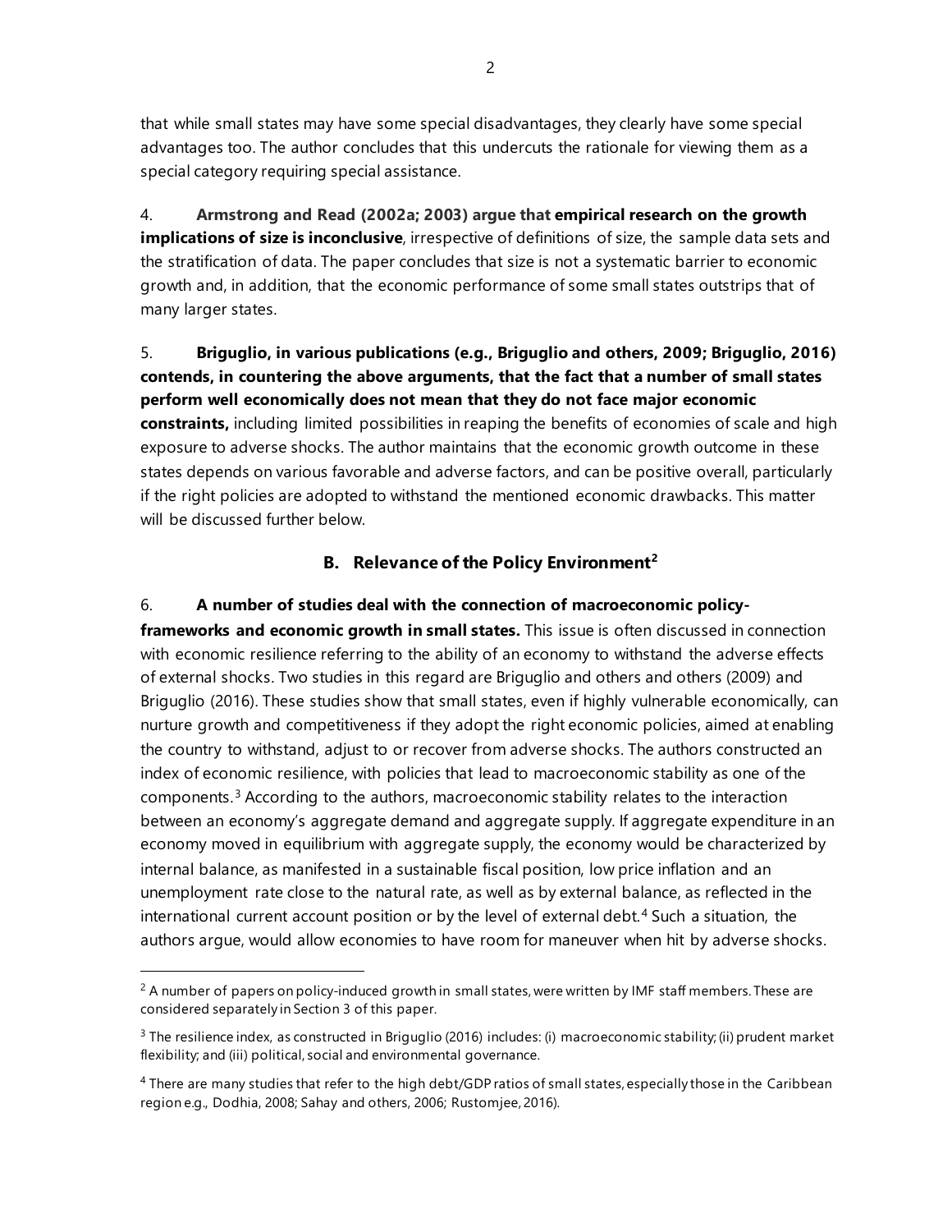that while small states may have some special disadvantages, they clearly have some special advantages too. The author concludes that this undercuts the rationale for viewing them as a special category requiring special assistance.

4. **Armstrong and Read (2002a; 2003) argue that empirical research on the growth implications of size is inconclusive**, irrespective of definitions of size, the sample data sets and the stratification of data. The paper concludes that size is not a systematic barrier to economic growth and, in addition, that the economic performance of some small states outstrips that of many larger states.

5. **Briguglio, in various publications (e.g., Briguglio and others, 2009; Briguglio, 2016) contends, in countering the above arguments, that the fact that a number of small states perform well economically does not mean that they do not face major economic constraints,** including limited possibilities in reaping the benefits of economies of scale and high exposure to adverse shocks. The author maintains that the economic growth outcome in these states depends on various favorable and adverse factors, and can be positive overall, particularly if the right policies are adopted to withstand the mentioned economic drawbacks. This matter will be discussed further below.

## B. Relevance of the Policy Environment[2]

6. **A number of studies deal with the connection of macroeconomic policy-frameworks and economic growth in small states.** This issue is often discussed in connection with economic resilience referring to the ability of an economy to withstand the adverse effects of external shocks. Two studies in this regard are Briguglio and others and others (2009) and Briguglio (2016). These studies show that small states, even if highly vulnerable economically, can nurture growth and competitiveness if they adopt the right economic policies, aimed at enabling the country to withstand, adjust to or recover from adverse shocks. The authors constructed an index of economic resilience, with policies that lead to macroeconomic stability as one of the components.[3] According to the authors, macroeconomic stability relates to the interaction between an economy's aggregate demand and aggregate supply. If aggregate expenditure in an economy moved in equilibrium with aggregate supply, the economy would be characterized by internal balance, as manifested in a sustainable fiscal position, low price inflation and an unemployment rate close to the natural rate, as well as by external balance, as reflected in the international current account position or by the level of external debt.[4] Such a situation, the authors argue, would allow economies to have room for maneuver when hit by adverse shocks.

---

[2] A number of papers on policy-induced growth in small states, were written by IMF staff members. These are considered separately in Section 3 of this paper.

[3] The resilience index, as constructed in Briguglio (2016) includes: (i) macroeconomic stability; (ii) prudent market flexibility; and (iii) political, social and environmental governance.

[4] There are many studies that refer to the high debt/GDP ratios of small states, especially those in the Caribbean region e.g., Dodhia, 2008; Sahay and others, 2006; Rustomjee, 2016).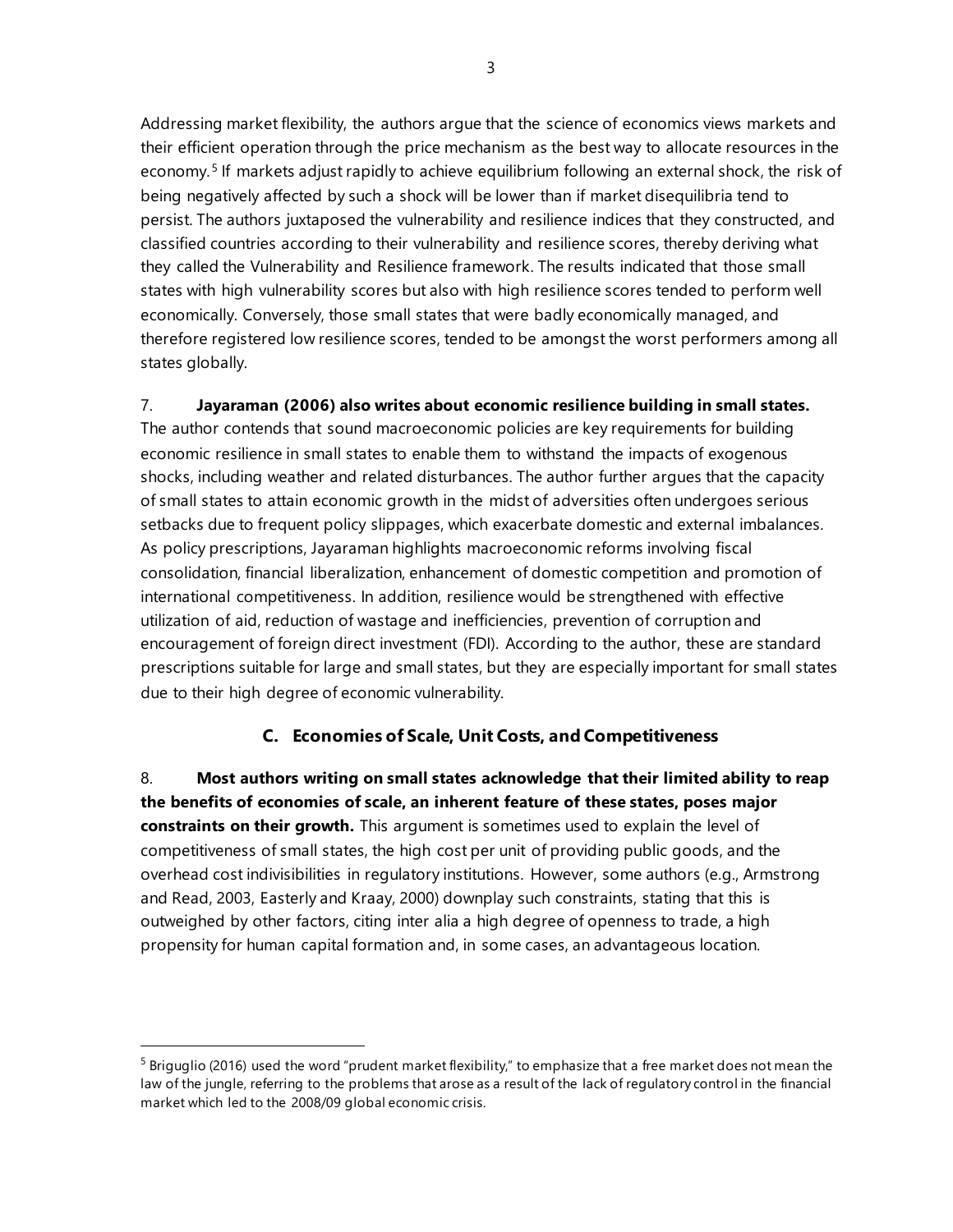Addressing market flexibility, the authors argue that the science of economics views markets and their efficient operation through the price mechanism as the best way to allocate resources in the economy.[5] If markets adjust rapidly to achieve equilibrium following an external shock, the risk of being negatively affected by such a shock will be lower than if market disequilibria tend to persist. The authors juxtaposed the vulnerability and resilience indices that they constructed, and classified countries according to their vulnerability and resilience scores, thereby deriving what they called the Vulnerability and Resilience framework. The results indicated that those small states with high vulnerability scores but also with high resilience scores tended to perform well economically. Conversely, those small states that were badly economically managed, and therefore registered low resilience scores, tended to be amongst the worst performers among all states globally.

7. **Jayaraman (2006) also writes about economic resilience building in small states.** The author contends that sound macroeconomic policies are key requirements for building economic resilience in small states to enable them to withstand the impacts of exogenous shocks, including weather and related disturbances. The author further argues that the capacity of small states to attain economic growth in the midst of adversities often undergoes serious setbacks due to frequent policy slippages, which exacerbate domestic and external imbalances. As policy prescriptions, Jayaraman highlights macroeconomic reforms involving fiscal consolidation, financial liberalization, enhancement of domestic competition and promotion of international competitiveness. In addition, resilience would be strengthened with effective utilization of aid, reduction of wastage and inefficiencies, prevention of corruption and encouragement of foreign direct investment (FDI). According to the author, these are standard prescriptions suitable for large and small states, but they are especially important for small states due to their high degree of economic vulnerability.

## C. Economies of Scale, Unit Costs, and Competitiveness

8. **Most authors writing on small states acknowledge that their limited ability to reap the benefits of economies of scale, an inherent feature of these states, poses major constraints on their growth.** This argument is sometimes used to explain the level of competitiveness of small states, the high cost per unit of providing public goods, and the overhead cost indivisibilities in regulatory institutions. However, some authors (e.g., Armstrong and Read, 2003, Easterly and Kraay, 2000) downplay such constraints, stating that this is outweighed by other factors, citing inter alia a high degree of openness to trade, a high propensity for human capital formation and, in some cases, an advantageous location.

[5] Briguglio (2016) used the word "prudent market flexibility," to emphasize that a free market does not mean the law of the jungle, referring to the problems that arose as a result of the lack of regulatory control in the financial market which led to the 2008/09 global economic crisis.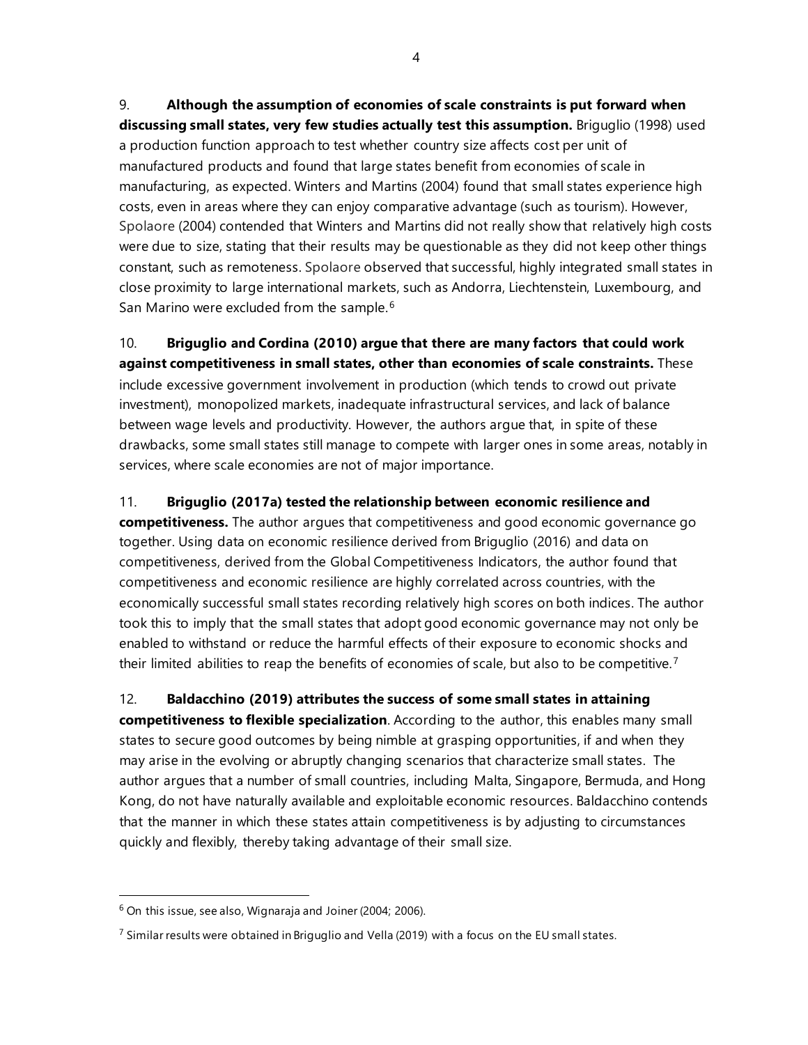9. **Although the assumption of economies of scale constraints is put forward when discussing small states, very few studies actually test this assumption.** Briguglio (1998) used a production function approach to test whether country size affects cost per unit of manufactured products and found that large states benefit from economies of scale in manufacturing, as expected. Winters and Martins (2004) found that small states experience high costs, even in areas where they can enjoy comparative advantage (such as tourism). However, Spolaore (2004) contended that Winters and Martins did not really show that relatively high costs were due to size, stating that their results may be questionable as they did not keep other things constant, such as remoteness. Spolaore observed that successful, highly integrated small states in close proximity to large international markets, such as Andorra, Liechtenstein, Luxembourg, and San Marino were excluded from the sample.[6]

10. **Briguglio and Cordina (2010) argue that there are many factors that could work against competitiveness in small states, other than economies of scale constraints.** These include excessive government involvement in production (which tends to crowd out private investment), monopolized markets, inadequate infrastructural services, and lack of balance between wage levels and productivity. However, the authors argue that, in spite of these drawbacks, some small states still manage to compete with larger ones in some areas, notably in services, where scale economies are not of major importance.

11. **Briguglio (2017a) tested the relationship between economic resilience and competitiveness.** The author argues that competitiveness and good economic governance go together. Using data on economic resilience derived from Briguglio (2016) and data on competitiveness, derived from the Global Competitiveness Indicators, the author found that competitiveness and economic resilience are highly correlated across countries, with the economically successful small states recording relatively high scores on both indices. The author took this to imply that the small states that adopt good economic governance may not only be enabled to withstand or reduce the harmful effects of their exposure to economic shocks and their limited abilities to reap the benefits of economies of scale, but also to be competitive.[7]

12. **Baldacchino (2019) attributes the success of some small states in attaining competitiveness to flexible specialization**. According to the author, this enables many small states to secure good outcomes by being nimble at grasping opportunities, if and when they may arise in the evolving or abruptly changing scenarios that characterize small states. The author argues that a number of small countries, including Malta, Singapore, Bermuda, and Hong Kong, do not have naturally available and exploitable economic resources. Baldacchino contends that the manner in which these states attain competitiveness is by adjusting to circumstances quickly and flexibly, thereby taking advantage of their small size.

---

[6] On this issue, see also, Wignaraja and Joiner (2004; 2006).

[7] Similar results were obtained in Briguglio and Vella (2019) with a focus on the EU small states.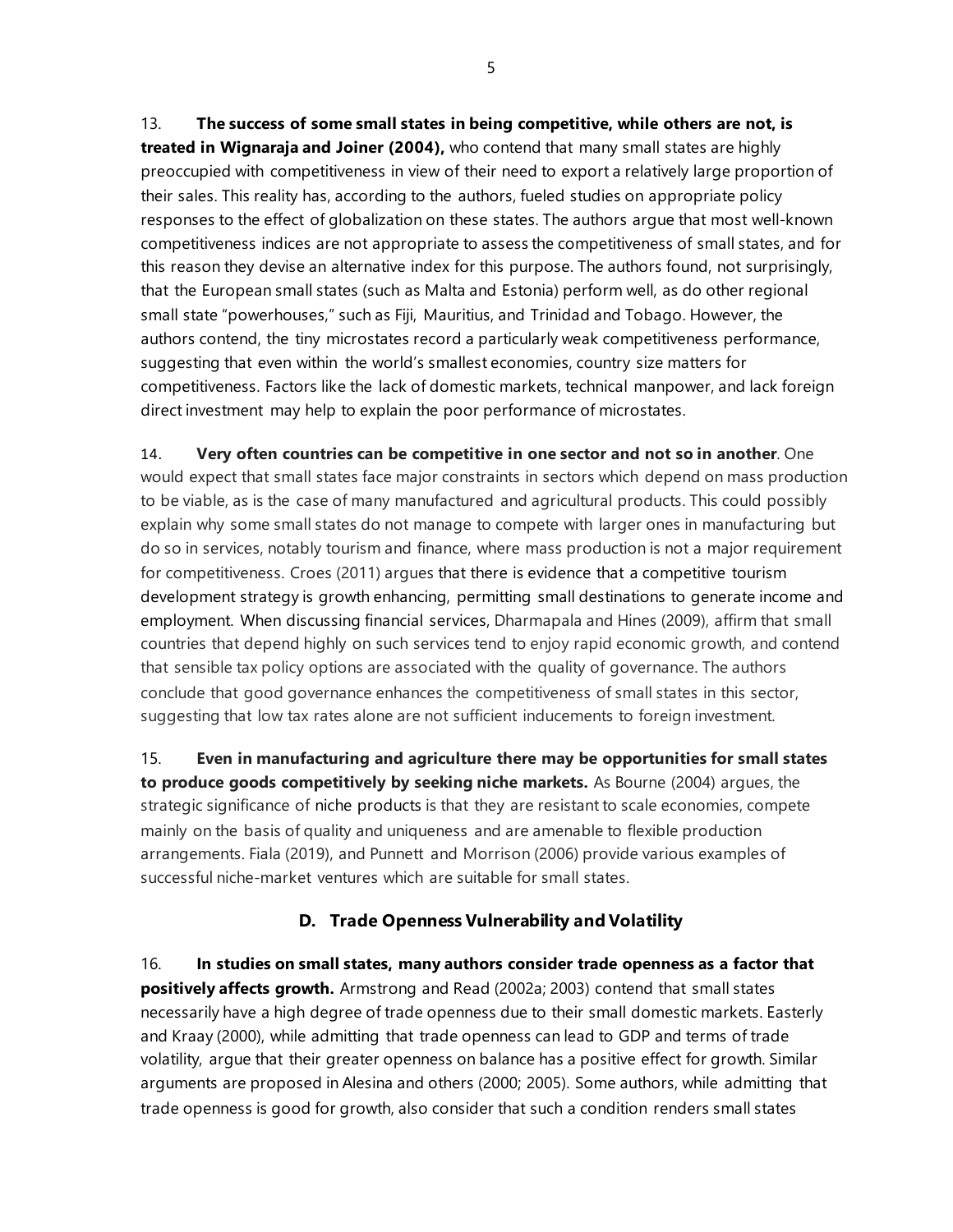13. **The success of some small states in being competitive, while others are not, is treated in Wignaraja and Joiner (2004),** who contend that many small states are highly preoccupied with competitiveness in view of their need to export a relatively large proportion of their sales. This reality has, according to the authors, fueled studies on appropriate policy responses to the effect of globalization on these states. The authors argue that most well-known competitiveness indices are not appropriate to assess the competitiveness of small states, and for this reason they devise an alternative index for this purpose. The authors found, not surprisingly, that the European small states (such as Malta and Estonia) perform well, as do other regional small state "powerhouses," such as Fiji, Mauritius, and Trinidad and Tobago. However, the authors contend, the tiny microstates record a particularly weak competitiveness performance, suggesting that even within the world's smallest economies, country size matters for competitiveness. Factors like the lack of domestic markets, technical manpower, and lack foreign direct investment may help to explain the poor performance of microstates.

14. **Very often countries can be competitive in one sector and not so in another**. One would expect that small states face major constraints in sectors which depend on mass production to be viable, as is the case of many manufactured and agricultural products. This could possibly explain why some small states do not manage to compete with larger ones in manufacturing but do so in services, notably tourism and finance, where mass production is not a major requirement for competitiveness. Croes (2011) argues that there is evidence that a competitive tourism development strategy is growth enhancing, permitting small destinations to generate income and employment. When discussing financial services, Dharmapala and Hines (2009), affirm that small countries that depend highly on such services tend to enjoy rapid economic growth, and contend that sensible tax policy options are associated with the quality of governance. The authors conclude that good governance enhances the competitiveness of small states in this sector, suggesting that low tax rates alone are not sufficient inducements to foreign investment.

15. **Even in manufacturing and agriculture there may be opportunities for small states to produce goods competitively by seeking niche markets.** As Bourne (2004) argues, the strategic significance of niche products is that they are resistant to scale economies, compete mainly on the basis of quality and uniqueness and are amenable to flexible production arrangements. Fiala (2019), and Punnett and Morrison (2006) provide various examples of successful niche-market ventures which are suitable for small states.

### D. Trade Openness Vulnerability and Volatility

16. **In studies on small states, many authors consider trade openness as a factor that positively affects growth.** Armstrong and Read (2002a; 2003) contend that small states necessarily have a high degree of trade openness due to their small domestic markets. Easterly and Kraay (2000), while admitting that trade openness can lead to GDP and terms of trade volatility, argue that their greater openness on balance has a positive effect for growth. Similar arguments are proposed in Alesina and others (2000; 2005). Some authors, while admitting that trade openness is good for growth, also consider that such a condition renders small states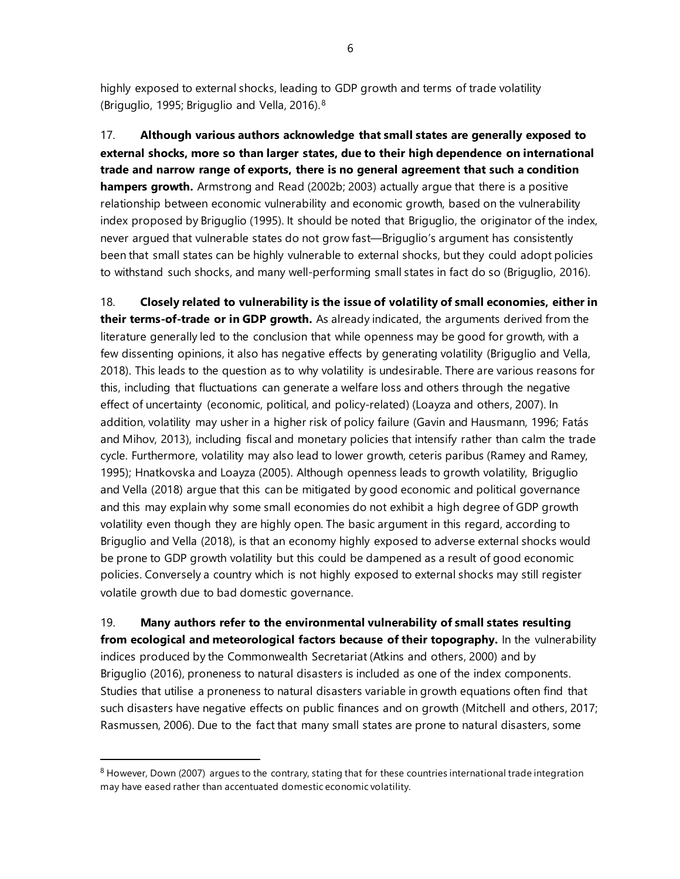highly exposed to external shocks, leading to GDP growth and terms of trade volatility (Briguglio, 1995; Briguglio and Vella, 2016).[8]

17. **Although various authors acknowledge that small states are generally exposed to external shocks, more so than larger states, due to their high dependence on international trade and narrow range of exports, there is no general agreement that such a condition hampers growth.** Armstrong and Read (2002b; 2003) actually argue that there is a positive relationship between economic vulnerability and economic growth, based on the vulnerability index proposed by Briguglio (1995). It should be noted that Briguglio, the originator of the index, never argued that vulnerable states do not grow fast—Briguglio's argument has consistently been that small states can be highly vulnerable to external shocks, but they could adopt policies to withstand such shocks, and many well-performing small states in fact do so (Briguglio, 2016).

18. **Closely related to vulnerability is the issue of volatility of small economies, either in their terms-of-trade or in GDP growth.** As already indicated, the arguments derived from the literature generally led to the conclusion that while openness may be good for growth, with a few dissenting opinions, it also has negative effects by generating volatility (Briguglio and Vella, 2018). This leads to the question as to why volatility is undesirable. There are various reasons for this, including that fluctuations can generate a welfare loss and others through the negative effect of uncertainty (economic, political, and policy-related) (Loayza and others, 2007). In addition, volatility may usher in a higher risk of policy failure (Gavin and Hausmann, 1996; Fatás and Mihov, 2013), including fiscal and monetary policies that intensify rather than calm the trade cycle. Furthermore, volatility may also lead to lower growth, ceteris paribus (Ramey and Ramey, 1995); Hnatkovska and Loayza (2005). Although openness leads to growth volatility, Briguglio and Vella (2018) argue that this can be mitigated by good economic and political governance and this may explain why some small economies do not exhibit a high degree of GDP growth volatility even though they are highly open. The basic argument in this regard, according to Briguglio and Vella (2018), is that an economy highly exposed to adverse external shocks would be prone to GDP growth volatility but this could be dampened as a result of good economic policies. Conversely a country which is not highly exposed to external shocks may still register volatile growth due to bad domestic governance.

19. **Many authors refer to the environmental vulnerability of small states resulting from ecological and meteorological factors because of their topography.** In the vulnerability indices produced by the Commonwealth Secretariat (Atkins and others, 2000) and by Briguglio (2016), proneness to natural disasters is included as one of the index components. Studies that utilise a proneness to natural disasters variable in growth equations often find that such disasters have negative effects on public finances and on growth (Mitchell and others, 2017; Rasmussen, 2006). Due to the fact that many small states are prone to natural disasters, some

[8] However, Down (2007) argues to the contrary, stating that for these countries international trade integration may have eased rather than accentuated domestic economic volatility.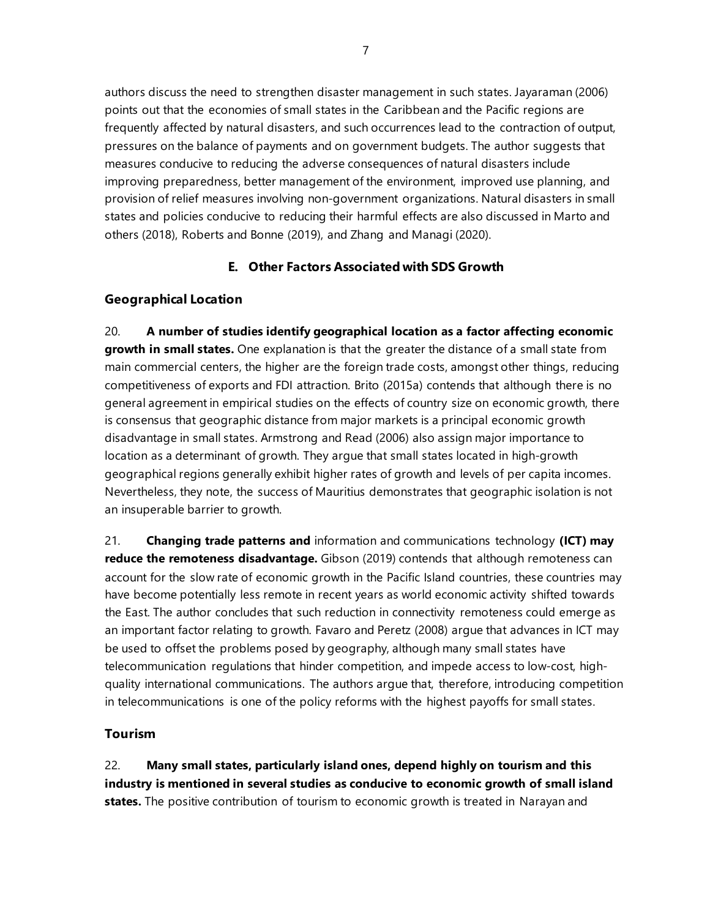authors discuss the need to strengthen disaster management in such states. Jayaraman (2006) points out that the economies of small states in the Caribbean and the Pacific regions are frequently affected by natural disasters, and such occurrences lead to the contraction of output, pressures on the balance of payments and on government budgets. The author suggests that measures conducive to reducing the adverse consequences of natural disasters include improving preparedness, better management of the environment, improved use planning, and provision of relief measures involving non-government organizations. Natural disasters in small states and policies conducive to reducing their harmful effects are also discussed in Marto and others (2018), Roberts and Bonne (2019), and Zhang and Managi (2020).

## E. Other Factors Associated with SDS Growth

### Geographical Location

20. **A number of studies identify geographical location as a factor affecting economic growth in small states.** One explanation is that the greater the distance of a small state from main commercial centers, the higher are the foreign trade costs, amongst other things, reducing competitiveness of exports and FDI attraction. Brito (2015a) contends that although there is no general agreement in empirical studies on the effects of country size on economic growth, there is consensus that geographic distance from major markets is a principal economic growth disadvantage in small states. Armstrong and Read (2006) also assign major importance to location as a determinant of growth. They argue that small states located in high-growth geographical regions generally exhibit higher rates of growth and levels of per capita incomes. Nevertheless, they note, the success of Mauritius demonstrates that geographic isolation is not an insuperable barrier to growth.

21. **Changing trade patterns and** information and communications technology **(ICT) may reduce the remoteness disadvantage.** Gibson (2019) contends that although remoteness can account for the slow rate of economic growth in the Pacific Island countries, these countries may have become potentially less remote in recent years as world economic activity shifted towards the East. The author concludes that such reduction in connectivity remoteness could emerge as an important factor relating to growth. Favaro and Peretz (2008) argue that advances in ICT may be used to offset the problems posed by geography, although many small states have telecommunication regulations that hinder competition, and impede access to low-cost, high-quality international communications. The authors argue that, therefore, introducing competition in telecommunications is one of the policy reforms with the highest payoffs for small states.

### Tourism

22. **Many small states, particularly island ones, depend highly on tourism and this industry is mentioned in several studies as conducive to economic growth of small island states.** The positive contribution of tourism to economic growth is treated in Narayan and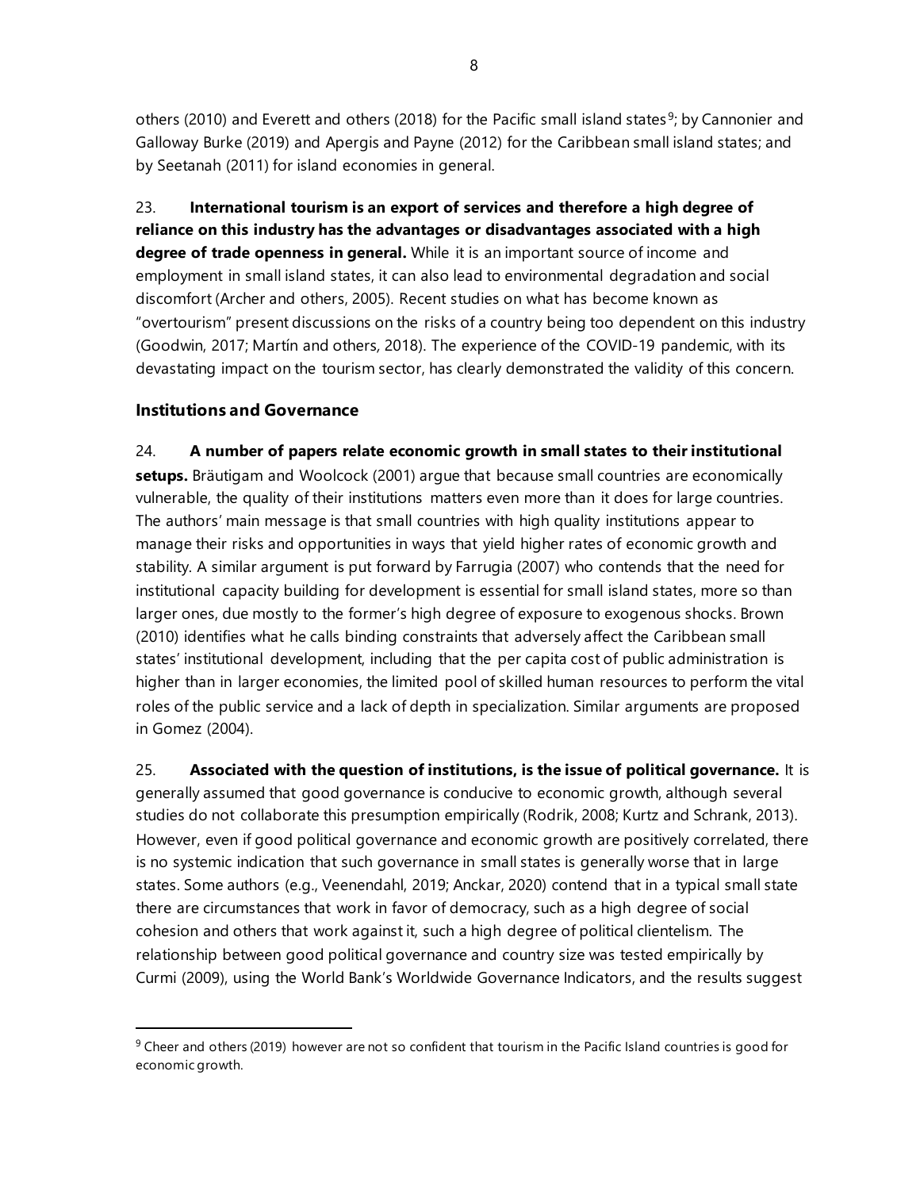others (2010) and Everett and others (2018) for the Pacific small island states[9]; by Cannonier and Galloway Burke (2019) and Apergis and Payne (2012) for the Caribbean small island states; and by Seetanah (2011) for island economies in general.

23. **International tourism is an export of services and therefore a high degree of reliance on this industry has the advantages or disadvantages associated with a high degree of trade openness in general.** While it is an important source of income and employment in small island states, it can also lead to environmental degradation and social discomfort (Archer and others, 2005). Recent studies on what has become known as "overtourism" present discussions on the risks of a country being too dependent on this industry (Goodwin, 2017; Martín and others, 2018). The experience of the COVID-19 pandemic, with its devastating impact on the tourism sector, has clearly demonstrated the validity of this concern.

### Institutions and Governance

24. **A number of papers relate economic growth in small states to their institutional setups.** Bräutigam and Woolcock (2001) argue that because small countries are economically vulnerable, the quality of their institutions matters even more than it does for large countries. The authors' main message is that small countries with high quality institutions appear to manage their risks and opportunities in ways that yield higher rates of economic growth and stability. A similar argument is put forward by Farrugia (2007) who contends that the need for institutional capacity building for development is essential for small island states, more so than larger ones, due mostly to the former's high degree of exposure to exogenous shocks. Brown (2010) identifies what he calls binding constraints that adversely affect the Caribbean small states' institutional development, including that the per capita cost of public administration is higher than in larger economies, the limited pool of skilled human resources to perform the vital roles of the public service and a lack of depth in specialization. Similar arguments are proposed in Gomez (2004).

25. **Associated with the question of institutions, is the issue of political governance.** It is generally assumed that good governance is conducive to economic growth, although several studies do not collaborate this presumption empirically (Rodrik, 2008; Kurtz and Schrank, 2013). However, even if good political governance and economic growth are positively correlated, there is no systemic indication that such governance in small states is generally worse that in large states. Some authors (e.g., Veenendahl, 2019; Anckar, 2020) contend that in a typical small state there are circumstances that work in favor of democracy, such as a high degree of social cohesion and others that work against it, such a high degree of political clientelism. The relationship between good political governance and country size was tested empirically by Curmi (2009), using the World Bank's Worldwide Governance Indicators, and the results suggest

[9] Cheer and others (2019) however are not so confident that tourism in the Pacific Island countries is good for economic growth.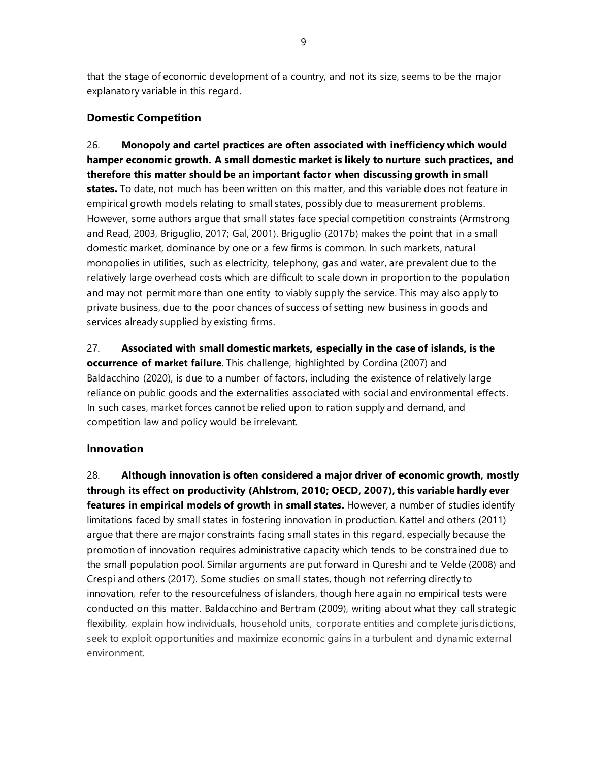that the stage of economic development of a country, and not its size, seems to be the major explanatory variable in this regard.

### Domestic Competition

26. **Monopoly and cartel practices are often associated with inefficiency which would hamper economic growth. A small domestic market is likely to nurture such practices, and therefore this matter should be an important factor when discussing growth in small states.** To date, not much has been written on this matter, and this variable does not feature in empirical growth models relating to small states, possibly due to measurement problems. However, some authors argue that small states face special competition constraints (Armstrong and Read, 2003, Briguglio, 2017; Gal, 2001). Briguglio (2017b) makes the point that in a small domestic market, dominance by one or a few firms is common. In such markets, natural monopolies in utilities, such as electricity, telephony, gas and water, are prevalent due to the relatively large overhead costs which are difficult to scale down in proportion to the population and may not permit more than one entity to viably supply the service. This may also apply to private business, due to the poor chances of success of setting new business in goods and services already supplied by existing firms.

27. **Associated with small domestic markets, especially in the case of islands, is the occurrence of market failure**. This challenge, highlighted by Cordina (2007) and Baldacchino (2020), is due to a number of factors, including the existence of relatively large reliance on public goods and the externalities associated with social and environmental effects. In such cases, market forces cannot be relied upon to ration supply and demand, and competition law and policy would be irrelevant.

### Innovation

28. **Although innovation is often considered a major driver of economic growth, mostly through its effect on productivity (Ahlstrom, 2010; OECD, 2007), this variable hardly ever features in empirical models of growth in small states.** However, a number of studies identify limitations faced by small states in fostering innovation in production. Kattel and others (2011) argue that there are major constraints facing small states in this regard, especially because the promotion of innovation requires administrative capacity which tends to be constrained due to the small population pool. Similar arguments are put forward in Qureshi and te Velde (2008) and Crespi and others (2017). Some studies on small states, though not referring directly to innovation, refer to the resourcefulness of islanders, though here again no empirical tests were conducted on this matter. Baldacchino and Bertram (2009), writing about what they call strategic flexibility, explain how individuals, household units, corporate entities and complete jurisdictions, seek to exploit opportunities and maximize economic gains in a turbulent and dynamic external environment.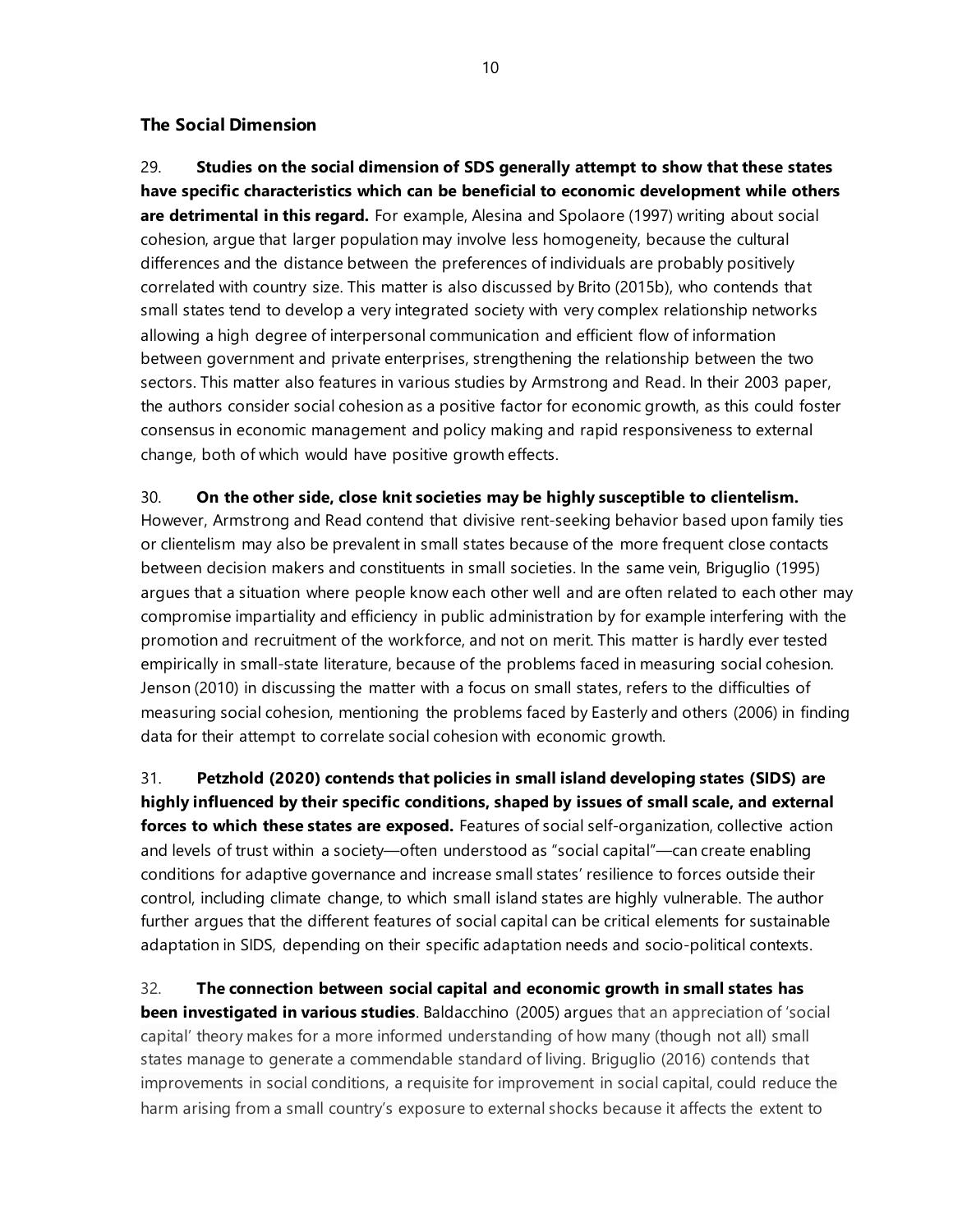### The Social Dimension

29. **Studies on the social dimension of SDS generally attempt to show that these states have specific characteristics which can be beneficial to economic development while others are detrimental in this regard.** For example, Alesina and Spolaore (1997) writing about social cohesion, argue that larger population may involve less homogeneity, because the cultural differences and the distance between the preferences of individuals are probably positively correlated with country size. This matter is also discussed by Brito (2015b), who contends that small states tend to develop a very integrated society with very complex relationship networks allowing a high degree of interpersonal communication and efficient flow of information between government and private enterprises, strengthening the relationship between the two sectors. This matter also features in various studies by Armstrong and Read. In their 2003 paper, the authors consider social cohesion as a positive factor for economic growth, as this could foster consensus in economic management and policy making and rapid responsiveness to external change, both of which would have positive growth effects.

30. **On the other side, close knit societies may be highly susceptible to clientelism.** However, Armstrong and Read contend that divisive rent-seeking behavior based upon family ties or clientelism may also be prevalent in small states because of the more frequent close contacts between decision makers and constituents in small societies. In the same vein, Briguglio (1995) argues that a situation where people know each other well and are often related to each other may compromise impartiality and efficiency in public administration by for example interfering with the promotion and recruitment of the workforce, and not on merit. This matter is hardly ever tested empirically in small-state literature, because of the problems faced in measuring social cohesion. Jenson (2010) in discussing the matter with a focus on small states, refers to the difficulties of measuring social cohesion, mentioning the problems faced by Easterly and others (2006) in finding data for their attempt to correlate social cohesion with economic growth.

31. **Petzhold (2020) contends that policies in small island developing states (SIDS) are highly influenced by their specific conditions, shaped by issues of small scale, and external forces to which these states are exposed.** Features of social self-organization, collective action and levels of trust within a society—often understood as "social capital"—can create enabling conditions for adaptive governance and increase small states' resilience to forces outside their control, including climate change, to which small island states are highly vulnerable. The author further argues that the different features of social capital can be critical elements for sustainable adaptation in SIDS, depending on their specific adaptation needs and socio-political contexts.

32. **The connection between social capital and economic growth in small states has been investigated in various studies**. Baldacchino (2005) argues that an appreciation of 'social capital' theory makes for a more informed understanding of how many (though not all) small states manage to generate a commendable standard of living. Briguglio (2016) contends that improvements in social conditions, a requisite for improvement in social capital, could reduce the harm arising from a small country's exposure to external shocks because it affects the extent to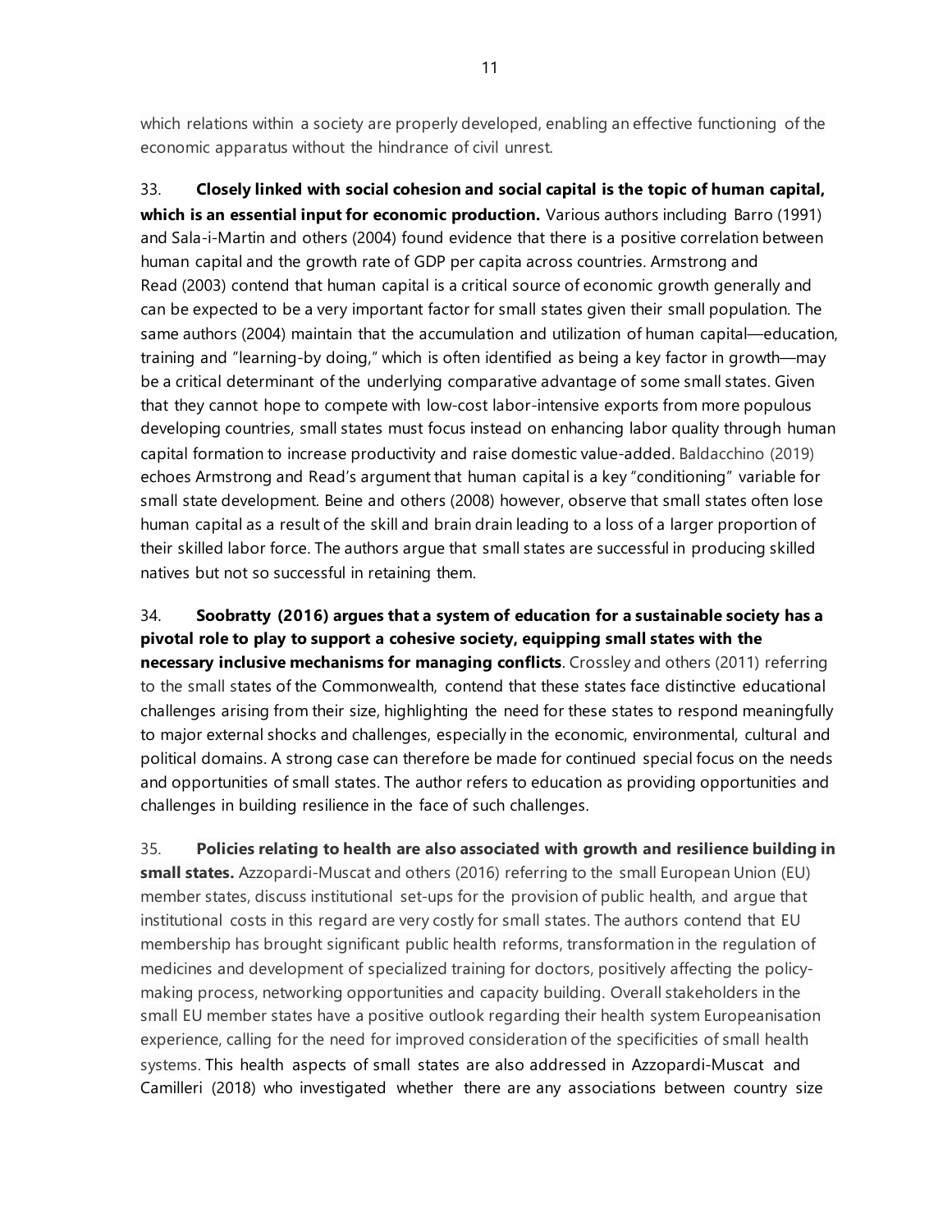which relations within a society are properly developed, enabling an effective functioning of the economic apparatus without the hindrance of civil unrest.

33. **Closely linked with social cohesion and social capital is the topic of human capital, which is an essential input for economic production.** Various authors including Barro (1991) and Sala-i-Martin and others (2004) found evidence that there is a positive correlation between human capital and the growth rate of GDP per capita across countries. Armstrong and Read (2003) contend that human capital is a critical source of economic growth generally and can be expected to be a very important factor for small states given their small population. The same authors (2004) maintain that the accumulation and utilization of human capital—education, training and "learning-by doing," which is often identified as being a key factor in growth—may be a critical determinant of the underlying comparative advantage of some small states. Given that they cannot hope to compete with low-cost labor-intensive exports from more populous developing countries, small states must focus instead on enhancing labor quality through human capital formation to increase productivity and raise domestic value-added. Baldacchino (2019) echoes Armstrong and Read's argument that human capital is a key "conditioning" variable for small state development. Beine and others (2008) however, observe that small states often lose human capital as a result of the skill and brain drain leading to a loss of a larger proportion of their skilled labor force. The authors argue that small states are successful in producing skilled natives but not so successful in retaining them.

34. **Soobratty (2016) argues that a system of education for a sustainable society has a pivotal role to play to support a cohesive society, equipping small states with the necessary inclusive mechanisms for managing conflicts**. Crossley and others (2011) referring to the small states of the Commonwealth, contend that these states face distinctive educational challenges arising from their size, highlighting the need for these states to respond meaningfully to major external shocks and challenges, especially in the economic, environmental, cultural and political domains. A strong case can therefore be made for continued special focus on the needs and opportunities of small states. The author refers to education as providing opportunities and challenges in building resilience in the face of such challenges.

35. **Policies relating to health are also associated with growth and resilience building in small states.** Azzopardi-Muscat and others (2016) referring to the small European Union (EU) member states, discuss institutional set-ups for the provision of public health, and argue that institutional costs in this regard are very costly for small states. The authors contend that EU membership has brought significant public health reforms, transformation in the regulation of medicines and development of specialized training for doctors, positively affecting the policy-making process, networking opportunities and capacity building. Overall stakeholders in the small EU member states have a positive outlook regarding their health system Europeanisation experience, calling for the need for improved consideration of the specificities of small health systems. This health aspects of small states are also addressed in Azzopardi-Muscat and Camilleri (2018) who investigated whether there are any associations between country size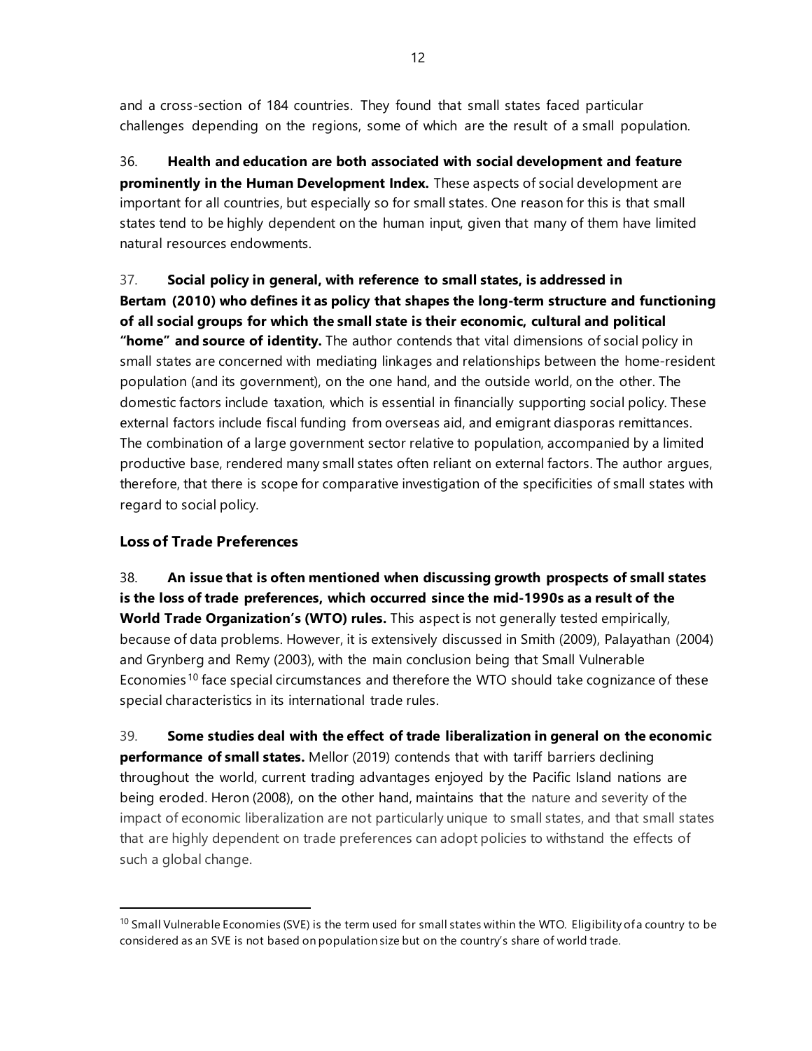and a cross-section of 184 countries. They found that small states faced particular challenges depending on the regions, some of which are the result of a small population.

36. **Health and education are both associated with social development and feature prominently in the Human Development Index.** These aspects of social development are important for all countries, but especially so for small states. One reason for this is that small states tend to be highly dependent on the human input, given that many of them have limited natural resources endowments.

37. **Social policy in general, with reference to small states, is addressed in Bertam (2010) who defines it as policy that shapes the long-term structure and functioning of all social groups for which the small state is their economic, cultural and political "home" and source of identity.** The author contends that vital dimensions of social policy in small states are concerned with mediating linkages and relationships between the home-resident population (and its government), on the one hand, and the outside world, on the other. The domestic factors include taxation, which is essential in financially supporting social policy. These external factors include fiscal funding from overseas aid, and emigrant diasporas remittances. The combination of a large government sector relative to population, accompanied by a limited productive base, rendered many small states often reliant on external factors. The author argues, therefore, that there is scope for comparative investigation of the specificities of small states with regard to social policy.

## Loss of Trade Preferences

38. **An issue that is often mentioned when discussing growth prospects of small states is the loss of trade preferences, which occurred since the mid-1990s as a result of the World Trade Organization's (WTO) rules.** This aspect is not generally tested empirically, because of data problems. However, it is extensively discussed in Smith (2009), Palayathan (2004) and Grynberg and Remy (2003), with the main conclusion being that Small Vulnerable Economies[10] face special circumstances and therefore the WTO should take cognizance of these special characteristics in its international trade rules.

39. **Some studies deal with the effect of trade liberalization in general on the economic performance of small states.** Mellor (2019) contends that with tariff barriers declining throughout the world, current trading advantages enjoyed by the Pacific Island nations are being eroded. Heron (2008), on the other hand, maintains that the nature and severity of the impact of economic liberalization are not particularly unique to small states, and that small states that are highly dependent on trade preferences can adopt policies to withstand the effects of such a global change.

[10] Small Vulnerable Economies (SVE) is the term used for small states within the WTO. Eligibility of a country to be considered as an SVE is not based on population size but on the country's share of world trade.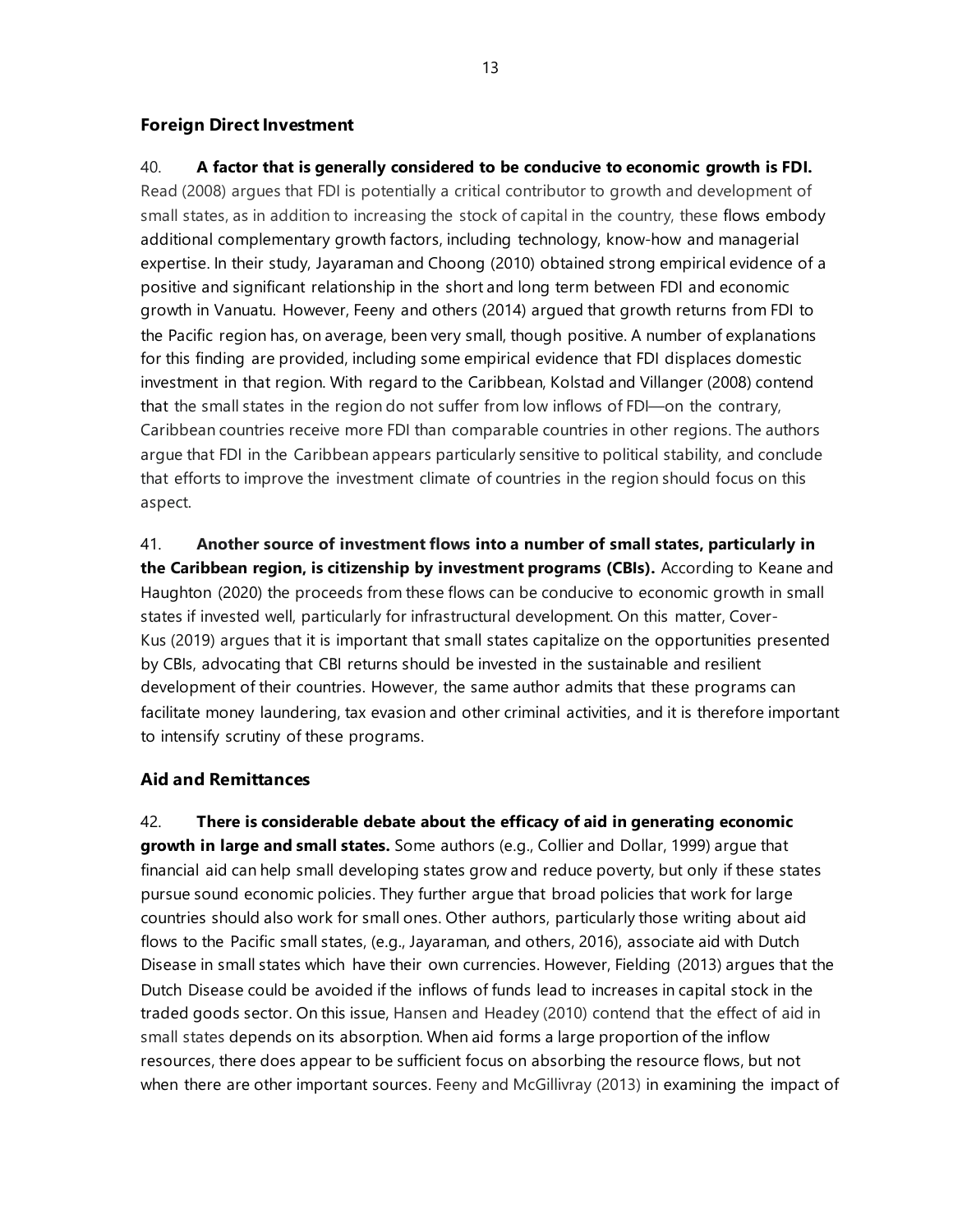### Foreign Direct Investment

40. **A factor that is generally considered to be conducive to economic growth is FDI.** Read (2008) argues that FDI is potentially a critical contributor to growth and development of small states, as in addition to increasing the stock of capital in the country, these flows embody additional complementary growth factors, including technology, know-how and managerial expertise. In their study, Jayaraman and Choong (2010) obtained strong empirical evidence of a positive and significant relationship in the short and long term between FDI and economic growth in Vanuatu. However, Feeny and others (2014) argued that growth returns from FDI to the Pacific region has, on average, been very small, though positive. A number of explanations for this finding are provided, including some empirical evidence that FDI displaces domestic investment in that region. With regard to the Caribbean, Kolstad and Villanger (2008) contend that the small states in the region do not suffer from low inflows of FDI—on the contrary, Caribbean countries receive more FDI than comparable countries in other regions. The authors argue that FDI in the Caribbean appears particularly sensitive to political stability, and conclude that efforts to improve the investment climate of countries in the region should focus on this aspect.

41. **Another source of investment flows into a number of small states, particularly in the Caribbean region, is citizenship by investment programs (CBIs).** According to Keane and Haughton (2020) the proceeds from these flows can be conducive to economic growth in small states if invested well, particularly for infrastructural development. On this matter, Cover-Kus (2019) argues that it is important that small states capitalize on the opportunities presented by CBIs, advocating that CBI returns should be invested in the sustainable and resilient development of their countries. However, the same author admits that these programs can facilitate money laundering, tax evasion and other criminal activities, and it is therefore important to intensify scrutiny of these programs.

### Aid and Remittances

42. **There is considerable debate about the efficacy of aid in generating economic growth in large and small states.** Some authors (e.g., Collier and Dollar, 1999) argue that financial aid can help small developing states grow and reduce poverty, but only if these states pursue sound economic policies. They further argue that broad policies that work for large countries should also work for small ones. Other authors, particularly those writing about aid flows to the Pacific small states, (e.g., Jayaraman, and others, 2016), associate aid with Dutch Disease in small states which have their own currencies. However, Fielding (2013) argues that the Dutch Disease could be avoided if the inflows of funds lead to increases in capital stock in the traded goods sector. On this issue, Hansen and Headey (2010) contend that the effect of aid in small states depends on its absorption. When aid forms a large proportion of the inflow resources, there does appear to be sufficient focus on absorbing the resource flows, but not when there are other important sources. Feeny and McGillivray (2013) in examining the impact of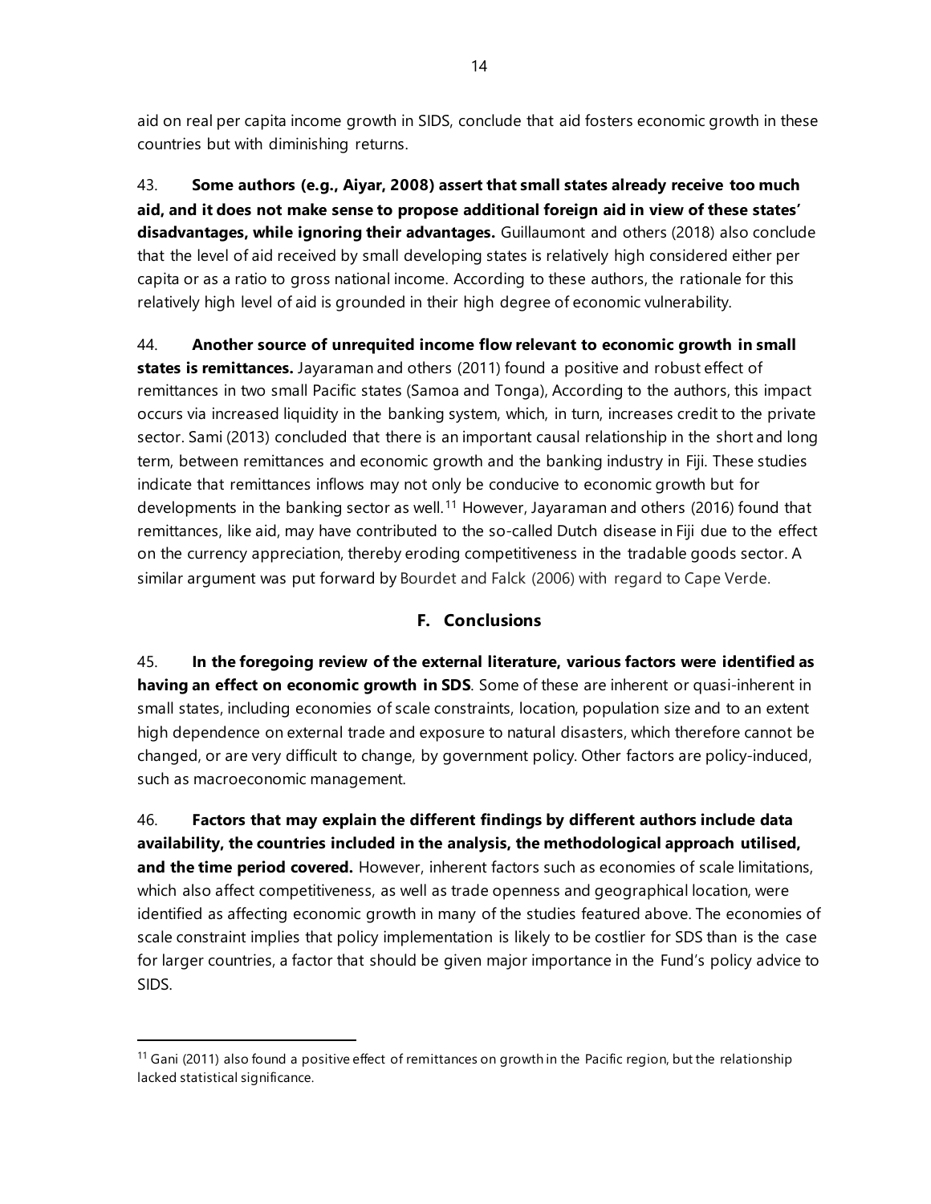aid on real per capita income growth in SIDS, conclude that aid fosters economic growth in these countries but with diminishing returns.

43. **Some authors (e.g., Aiyar, 2008) assert that small states already receive too much aid, and it does not make sense to propose additional foreign aid in view of these states' disadvantages, while ignoring their advantages.** Guillaumont and others (2018) also conclude that the level of aid received by small developing states is relatively high considered either per capita or as a ratio to gross national income. According to these authors, the rationale for this relatively high level of aid is grounded in their high degree of economic vulnerability.

44. **Another source of unrequited income flow relevant to economic growth in small states is remittances.** Jayaraman and others (2011) found a positive and robust effect of remittances in two small Pacific states (Samoa and Tonga), According to the authors, this impact occurs via increased liquidity in the banking system, which, in turn, increases credit to the private sector. Sami (2013) concluded that there is an important causal relationship in the short and long term, between remittances and economic growth and the banking industry in Fiji. These studies indicate that remittances inflows may not only be conducive to economic growth but for developments in the banking sector as well.[11] However, Jayaraman and others (2016) found that remittances, like aid, may have contributed to the so-called Dutch disease in Fiji due to the effect on the currency appreciation, thereby eroding competitiveness in the tradable goods sector. A similar argument was put forward by Bourdet and Falck (2006) with regard to Cape Verde.

## F. Conclusions

45. **In the foregoing review of the external literature, various factors were identified as having an effect on economic growth in SDS**. Some of these are inherent or quasi-inherent in small states, including economies of scale constraints, location, population size and to an extent high dependence on external trade and exposure to natural disasters, which therefore cannot be changed, or are very difficult to change, by government policy. Other factors are policy-induced, such as macroeconomic management.

46. **Factors that may explain the different findings by different authors include data availability, the countries included in the analysis, the methodological approach utilised, and the time period covered.** However, inherent factors such as economies of scale limitations, which also affect competitiveness, as well as trade openness and geographical location, were identified as affecting economic growth in many of the studies featured above. The economies of scale constraint implies that policy implementation is likely to be costlier for SDS than is the case for larger countries, a factor that should be given major importance in the Fund's policy advice to SIDS.

[11] Gani (2011) also found a positive effect of remittances on growth in the Pacific region, but the relationship lacked statistical significance.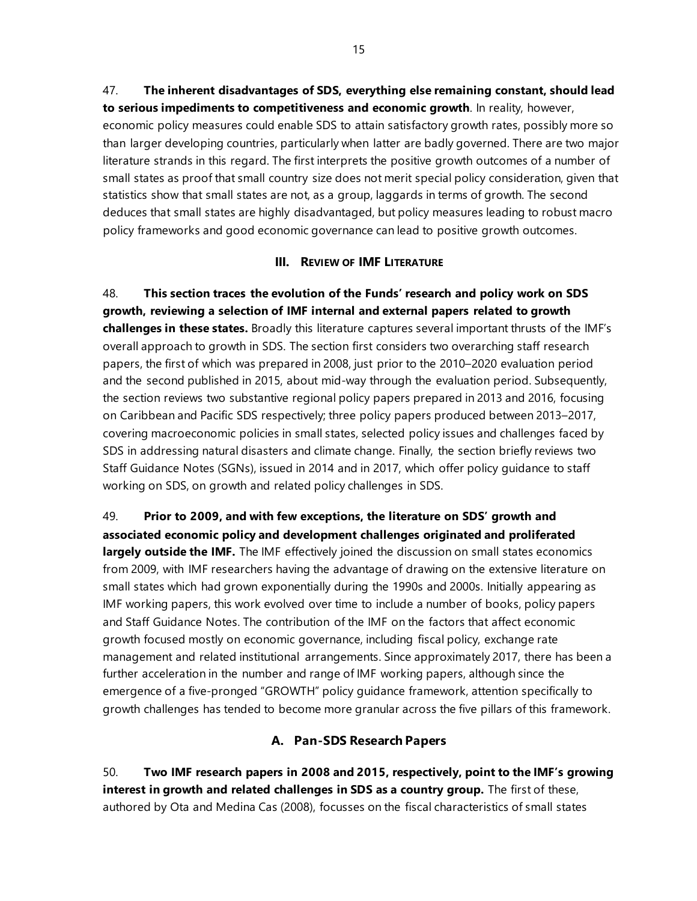47. **The inherent disadvantages of SDS, everything else remaining constant, should lead to serious impediments to competitiveness and economic growth**. In reality, however, economic policy measures could enable SDS to attain satisfactory growth rates, possibly more so than larger developing countries, particularly when latter are badly governed. There are two major literature strands in this regard. The first interprets the positive growth outcomes of a number of small states as proof that small country size does not merit special policy consideration, given that statistics show that small states are not, as a group, laggards in terms of growth. The second deduces that small states are highly disadvantaged, but policy measures leading to robust macro policy frameworks and good economic governance can lead to positive growth outcomes.

## III. Review of IMF Literature

48. **This section traces the evolution of the Funds' research and policy work on SDS growth, reviewing a selection of IMF internal and external papers related to growth challenges in these states.** Broadly this literature captures several important thrusts of the IMF's overall approach to growth in SDS. The section first considers two overarching staff research papers, the first of which was prepared in 2008, just prior to the 2010–2020 evaluation period and the second published in 2015, about mid-way through the evaluation period. Subsequently, the section reviews two substantive regional policy papers prepared in 2013 and 2016, focusing on Caribbean and Pacific SDS respectively; three policy papers produced between 2013–2017, covering macroeconomic policies in small states, selected policy issues and challenges faced by SDS in addressing natural disasters and climate change. Finally, the section briefly reviews two Staff Guidance Notes (SGNs), issued in 2014 and in 2017, which offer policy guidance to staff working on SDS, on growth and related policy challenges in SDS.

49. **Prior to 2009, and with few exceptions, the literature on SDS' growth and associated economic policy and development challenges originated and proliferated largely outside the IMF.** The IMF effectively joined the discussion on small states economics from 2009, with IMF researchers having the advantage of drawing on the extensive literature on small states which had grown exponentially during the 1990s and 2000s. Initially appearing as IMF working papers, this work evolved over time to include a number of books, policy papers and Staff Guidance Notes. The contribution of the IMF on the factors that affect economic growth focused mostly on economic governance, including fiscal policy, exchange rate management and related institutional arrangements. Since approximately 2017, there has been a further acceleration in the number and range of IMF working papers, although since the emergence of a five-pronged "GROWTH" policy guidance framework, attention specifically to growth challenges has tended to become more granular across the five pillars of this framework.

### A. Pan-SDS Research Papers

50. **Two IMF research papers in 2008 and 2015, respectively, point to the IMF's growing interest in growth and related challenges in SDS as a country group.** The first of these, authored by Ota and Medina Cas (2008), focusses on the fiscal characteristics of small states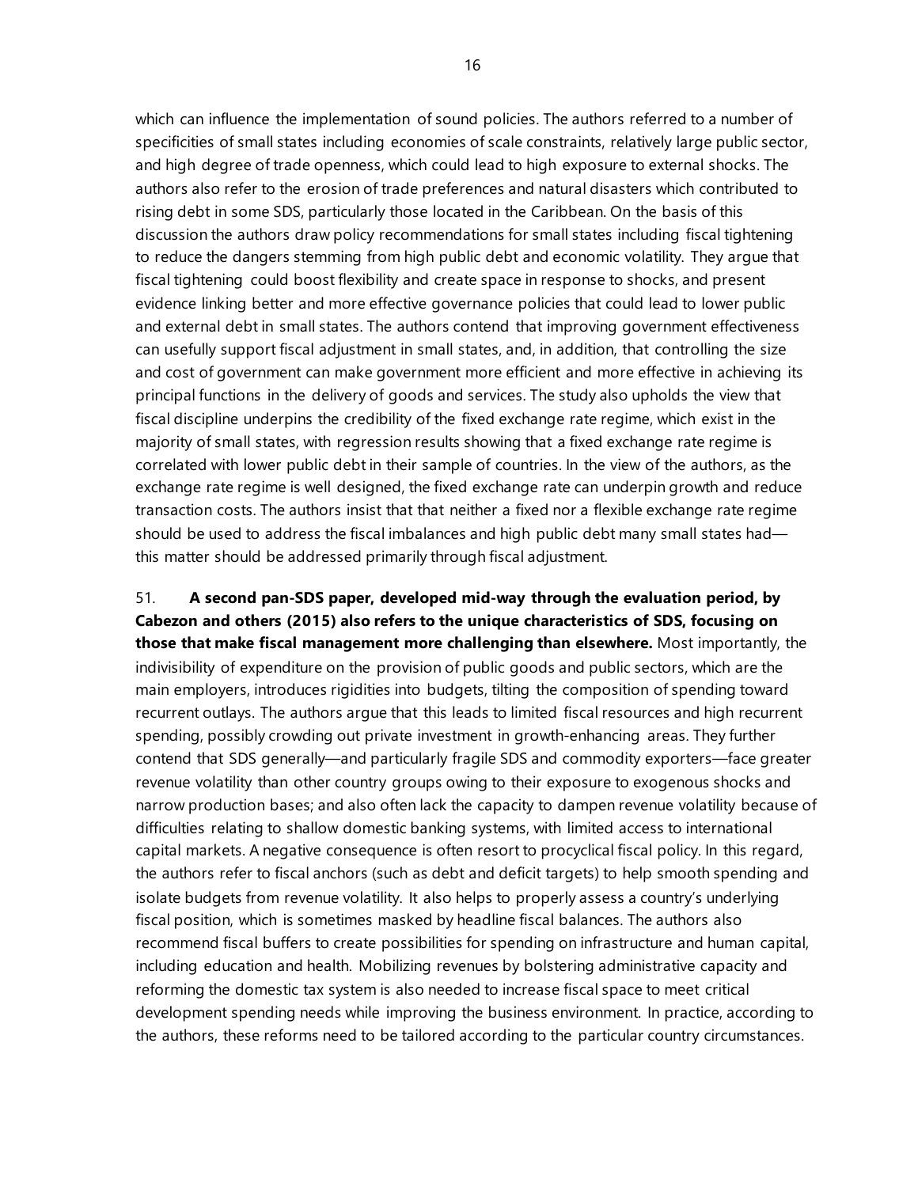which can influence the implementation of sound policies. The authors referred to a number of specificities of small states including economies of scale constraints, relatively large public sector, and high degree of trade openness, which could lead to high exposure to external shocks. The authors also refer to the erosion of trade preferences and natural disasters which contributed to rising debt in some SDS, particularly those located in the Caribbean. On the basis of this discussion the authors draw policy recommendations for small states including fiscal tightening to reduce the dangers stemming from high public debt and economic volatility. They argue that fiscal tightening could boost flexibility and create space in response to shocks, and present evidence linking better and more effective governance policies that could lead to lower public and external debt in small states. The authors contend that improving government effectiveness can usefully support fiscal adjustment in small states, and, in addition, that controlling the size and cost of government can make government more efficient and more effective in achieving its principal functions in the delivery of goods and services. The study also upholds the view that fiscal discipline underpins the credibility of the fixed exchange rate regime, which exist in the majority of small states, with regression results showing that a fixed exchange rate regime is correlated with lower public debt in their sample of countries. In the view of the authors, as the exchange rate regime is well designed, the fixed exchange rate can underpin growth and reduce transaction costs. The authors insist that that neither a fixed nor a flexible exchange rate regime should be used to address the fiscal imbalances and high public debt many small states had—this matter should be addressed primarily through fiscal adjustment.

51. **A second pan-SDS paper, developed mid-way through the evaluation period, by Cabezon and others (2015) also refers to the unique characteristics of SDS, focusing on those that make fiscal management more challenging than elsewhere.** Most importantly, the indivisibility of expenditure on the provision of public goods and public sectors, which are the main employers, introduces rigidities into budgets, tilting the composition of spending toward recurrent outlays. The authors argue that this leads to limited fiscal resources and high recurrent spending, possibly crowding out private investment in growth-enhancing areas. They further contend that SDS generally—and particularly fragile SDS and commodity exporters—face greater revenue volatility than other country groups owing to their exposure to exogenous shocks and narrow production bases; and also often lack the capacity to dampen revenue volatility because of difficulties relating to shallow domestic banking systems, with limited access to international capital markets. A negative consequence is often resort to procyclical fiscal policy. In this regard, the authors refer to fiscal anchors (such as debt and deficit targets) to help smooth spending and isolate budgets from revenue volatility. It also helps to properly assess a country's underlying fiscal position, which is sometimes masked by headline fiscal balances. The authors also recommend fiscal buffers to create possibilities for spending on infrastructure and human capital, including education and health. Mobilizing revenues by bolstering administrative capacity and reforming the domestic tax system is also needed to increase fiscal space to meet critical development spending needs while improving the business environment. In practice, according to the authors, these reforms need to be tailored according to the particular country circumstances.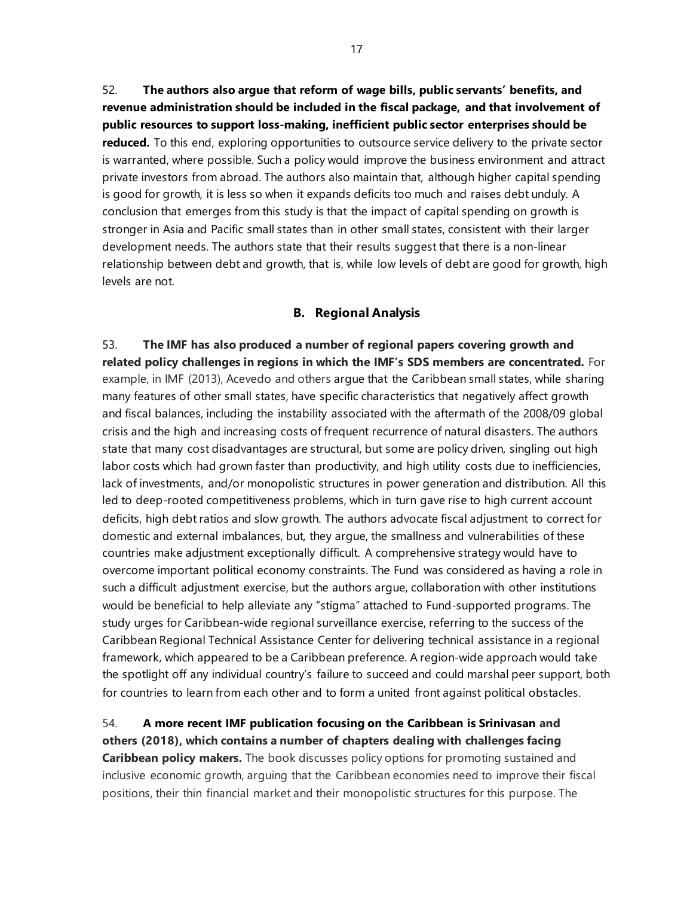52. **The authors also argue that reform of wage bills, public servants' benefits, and revenue administration should be included in the fiscal package, and that involvement of public resources to support loss-making, inefficient public sector enterprises should be reduced.** To this end, exploring opportunities to outsource service delivery to the private sector is warranted, where possible. Such a policy would improve the business environment and attract private investors from abroad. The authors also maintain that, although higher capital spending is good for growth, it is less so when it expands deficits too much and raises debt unduly. A conclusion that emerges from this study is that the impact of capital spending on growth is stronger in Asia and Pacific small states than in other small states, consistent with their larger development needs. The authors state that their results suggest that there is a non-linear relationship between debt and growth, that is, while low levels of debt are good for growth, high levels are not.

## B. Regional Analysis

53. **The IMF has also produced a number of regional papers covering growth and related policy challenges in regions in which the IMF's SDS members are concentrated.** For example, in IMF (2013), Acevedo and others argue that the Caribbean small states, while sharing many features of other small states, have specific characteristics that negatively affect growth and fiscal balances, including the instability associated with the aftermath of the 2008/09 global crisis and the high and increasing costs of frequent recurrence of natural disasters. The authors state that many cost disadvantages are structural, but some are policy driven, singling out high labor costs which had grown faster than productivity, and high utility costs due to inefficiencies, lack of investments, and/or monopolistic structures in power generation and distribution. All this led to deep-rooted competitiveness problems, which in turn gave rise to high current account deficits, high debt ratios and slow growth. The authors advocate fiscal adjustment to correct for domestic and external imbalances, but, they argue, the smallness and vulnerabilities of these countries make adjustment exceptionally difficult. A comprehensive strategy would have to overcome important political economy constraints. The Fund was considered as having a role in such a difficult adjustment exercise, but the authors argue, collaboration with other institutions would be beneficial to help alleviate any "stigma" attached to Fund-supported programs. The study urges for Caribbean-wide regional surveillance exercise, referring to the success of the Caribbean Regional Technical Assistance Center for delivering technical assistance in a regional framework, which appeared to be a Caribbean preference. A region-wide approach would take the spotlight off any individual country's failure to succeed and could marshal peer support, both for countries to learn from each other and to form a united front against political obstacles.

54. **A more recent IMF publication focusing on the Caribbean is Srinivasan and others (2018), which contains a number of chapters dealing with challenges facing Caribbean policy makers.** The book discusses policy options for promoting sustained and inclusive economic growth, arguing that the Caribbean economies need to improve their fiscal positions, their thin financial market and their monopolistic structures for this purpose. The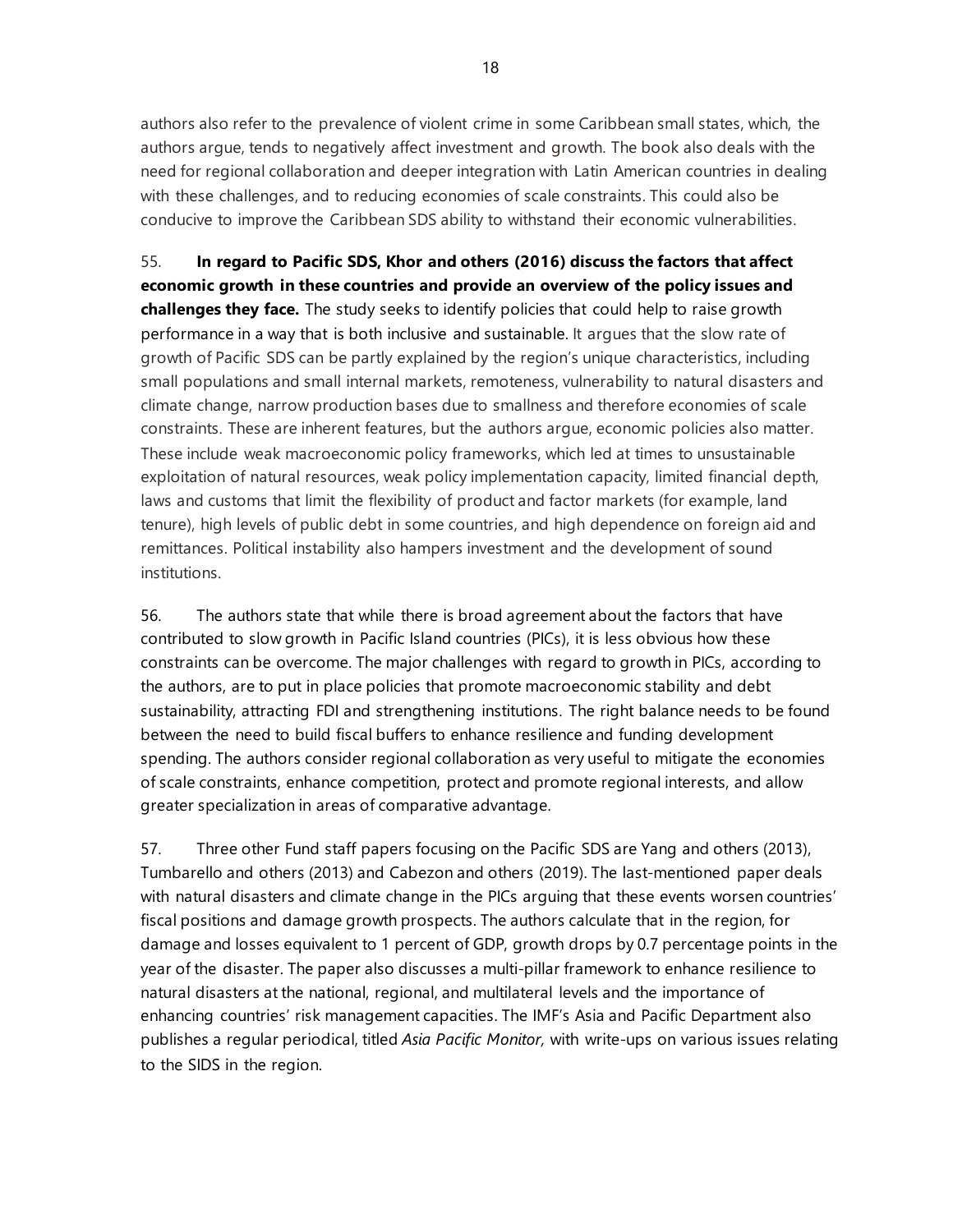authors also refer to the prevalence of violent crime in some Caribbean small states, which, the authors argue, tends to negatively affect investment and growth. The book also deals with the need for regional collaboration and deeper integration with Latin American countries in dealing with these challenges, and to reducing economies of scale constraints. This could also be conducive to improve the Caribbean SDS ability to withstand their economic vulnerabilities.

55. **In regard to Pacific SDS, Khor and others (2016) discuss the factors that affect economic growth in these countries and provide an overview of the policy issues and challenges they face.** The study seeks to identify policies that could help to raise growth performance in a way that is both inclusive and sustainable. It argues that the slow rate of growth of Pacific SDS can be partly explained by the region's unique characteristics, including small populations and small internal markets, remoteness, vulnerability to natural disasters and climate change, narrow production bases due to smallness and therefore economies of scale constraints. These are inherent features, but the authors argue, economic policies also matter. These include weak macroeconomic policy frameworks, which led at times to unsustainable exploitation of natural resources, weak policy implementation capacity, limited financial depth, laws and customs that limit the flexibility of product and factor markets (for example, land tenure), high levels of public debt in some countries, and high dependence on foreign aid and remittances. Political instability also hampers investment and the development of sound institutions.

56. The authors state that while there is broad agreement about the factors that have contributed to slow growth in Pacific Island countries (PICs), it is less obvious how these constraints can be overcome. The major challenges with regard to growth in PICs, according to the authors, are to put in place policies that promote macroeconomic stability and debt sustainability, attracting FDI and strengthening institutions. The right balance needs to be found between the need to build fiscal buffers to enhance resilience and funding development spending. The authors consider regional collaboration as very useful to mitigate the economies of scale constraints, enhance competition, protect and promote regional interests, and allow greater specialization in areas of comparative advantage.

57. Three other Fund staff papers focusing on the Pacific SDS are Yang and others (2013), Tumbarello and others (2013) and Cabezon and others (2019). The last-mentioned paper deals with natural disasters and climate change in the PICs arguing that these events worsen countries' fiscal positions and damage growth prospects. The authors calculate that in the region, for damage and losses equivalent to 1 percent of GDP, growth drops by 0.7 percentage points in the year of the disaster. The paper also discusses a multi-pillar framework to enhance resilience to natural disasters at the national, regional, and multilateral levels and the importance of enhancing countries' risk management capacities. The IMF's Asia and Pacific Department also publishes a regular periodical, titled *Asia Pacific Monitor,* with write-ups on various issues relating to the SIDS in the region.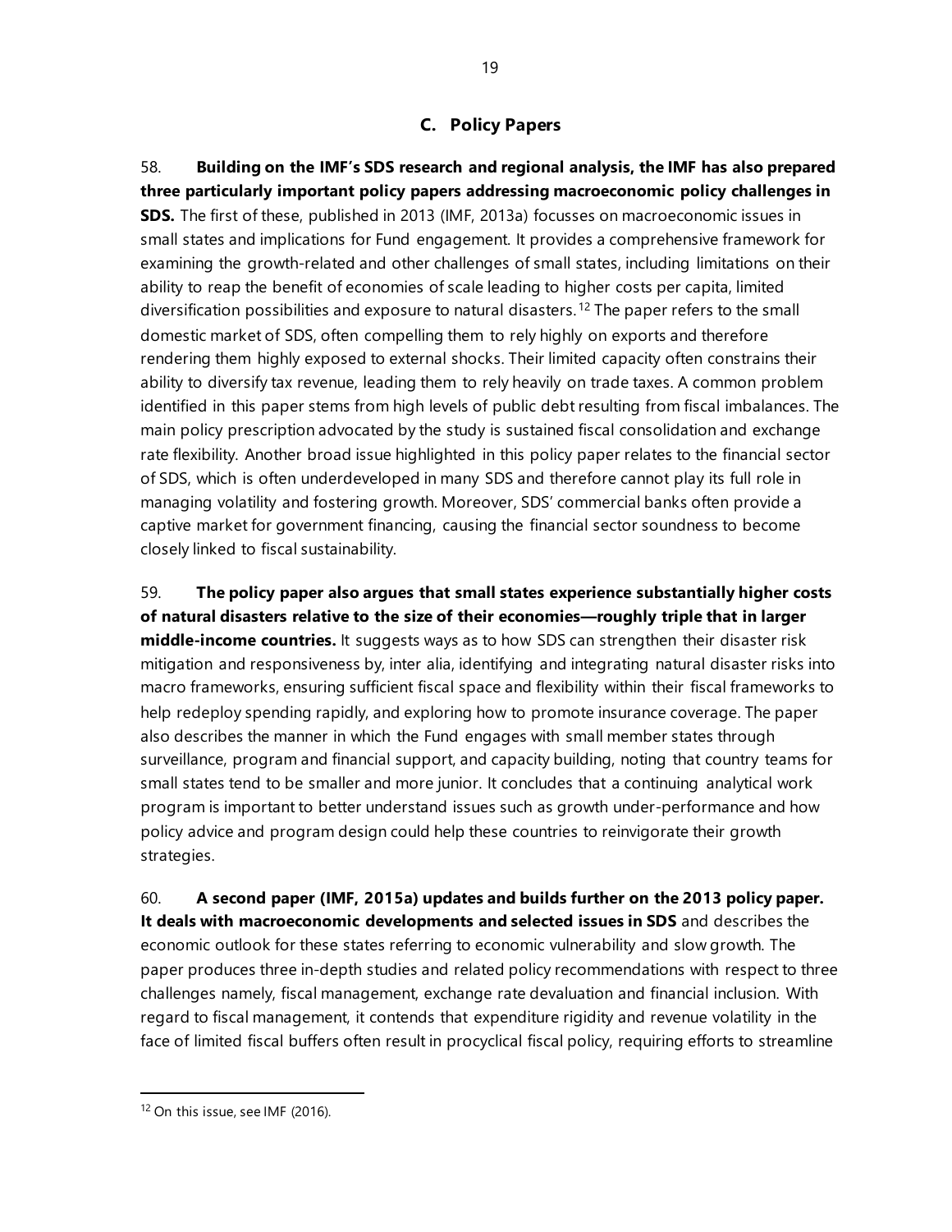## C. Policy Papers

58. **Building on the IMF's SDS research and regional analysis, the IMF has also prepared three particularly important policy papers addressing macroeconomic policy challenges in SDS.** The first of these, published in 2013 (IMF, 2013a) focusses on macroeconomic issues in small states and implications for Fund engagement. It provides a comprehensive framework for examining the growth-related and other challenges of small states, including limitations on their ability to reap the benefit of economies of scale leading to higher costs per capita, limited diversification possibilities and exposure to natural disasters.[12] The paper refers to the small domestic market of SDS, often compelling them to rely highly on exports and therefore rendering them highly exposed to external shocks. Their limited capacity often constrains their ability to diversify tax revenue, leading them to rely heavily on trade taxes. A common problem identified in this paper stems from high levels of public debt resulting from fiscal imbalances. The main policy prescription advocated by the study is sustained fiscal consolidation and exchange rate flexibility. Another broad issue highlighted in this policy paper relates to the financial sector of SDS, which is often underdeveloped in many SDS and therefore cannot play its full role in managing volatility and fostering growth. Moreover, SDS' commercial banks often provide a captive market for government financing, causing the financial sector soundness to become closely linked to fiscal sustainability.

59. **The policy paper also argues that small states experience substantially higher costs of natural disasters relative to the size of their economies—roughly triple that in larger middle-income countries.** It suggests ways as to how SDS can strengthen their disaster risk mitigation and responsiveness by, inter alia, identifying and integrating natural disaster risks into macro frameworks, ensuring sufficient fiscal space and flexibility within their fiscal frameworks to help redeploy spending rapidly, and exploring how to promote insurance coverage. The paper also describes the manner in which the Fund engages with small member states through surveillance, program and financial support, and capacity building, noting that country teams for small states tend to be smaller and more junior. It concludes that a continuing analytical work program is important to better understand issues such as growth under-performance and how policy advice and program design could help these countries to reinvigorate their growth strategies.

60. **A second paper (IMF, 2015a) updates and builds further on the 2013 policy paper. It deals with macroeconomic developments and selected issues in SDS** and describes the economic outlook for these states referring to economic vulnerability and slow growth. The paper produces three in-depth studies and related policy recommendations with respect to three challenges namely, fiscal management, exchange rate devaluation and financial inclusion. With regard to fiscal management, it contends that expenditure rigidity and revenue volatility in the face of limited fiscal buffers often result in procyclical fiscal policy, requiring efforts to streamline

[12] On this issue, see IMF (2016).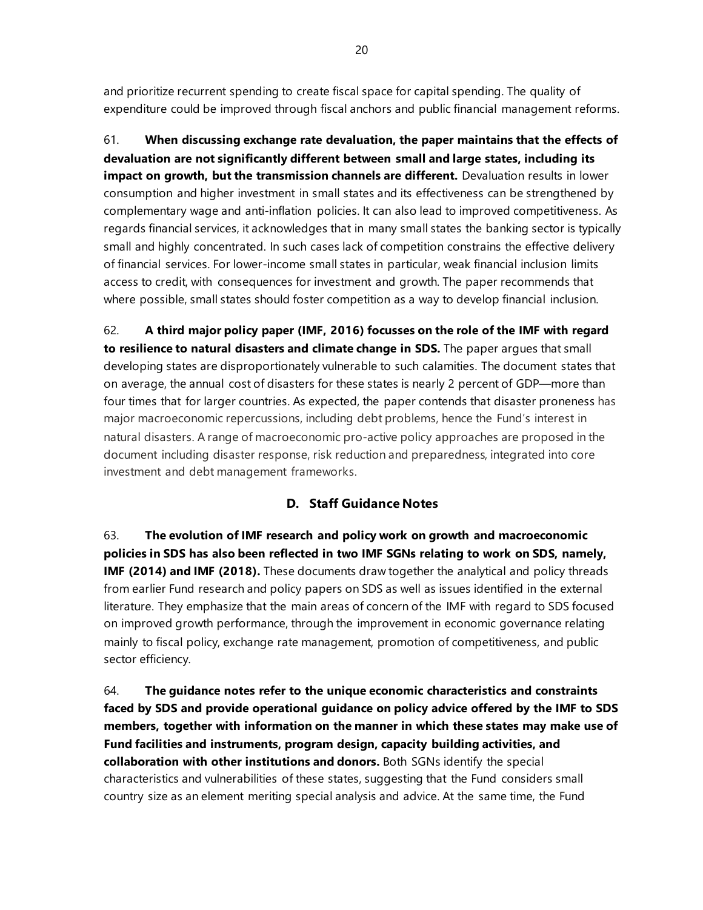and prioritize recurrent spending to create fiscal space for capital spending. The quality of expenditure could be improved through fiscal anchors and public financial management reforms.

61. **When discussing exchange rate devaluation, the paper maintains that the effects of devaluation are not significantly different between small and large states, including its impact on growth, but the transmission channels are different.** Devaluation results in lower consumption and higher investment in small states and its effectiveness can be strengthened by complementary wage and anti-inflation policies. It can also lead to improved competitiveness. As regards financial services, it acknowledges that in many small states the banking sector is typically small and highly concentrated. In such cases lack of competition constrains the effective delivery of financial services. For lower-income small states in particular, weak financial inclusion limits access to credit, with consequences for investment and growth. The paper recommends that where possible, small states should foster competition as a way to develop financial inclusion.

62. **A third major policy paper (IMF, 2016) focusses on the role of the IMF with regard to resilience to natural disasters and climate change in SDS.** The paper argues that small developing states are disproportionately vulnerable to such calamities. The document states that on average, the annual cost of disasters for these states is nearly 2 percent of GDP—more than four times that for larger countries. As expected, the paper contends that disaster proneness has major macroeconomic repercussions, including debt problems, hence the Fund's interest in natural disasters. A range of macroeconomic pro-active policy approaches are proposed in the document including disaster response, risk reduction and preparedness, integrated into core investment and debt management frameworks.

## D. Staff Guidance Notes

63. **The evolution of IMF research and policy work on growth and macroeconomic policies in SDS has also been reflected in two IMF SGNs relating to work on SDS, namely, IMF (2014) and IMF (2018).** These documents draw together the analytical and policy threads from earlier Fund research and policy papers on SDS as well as issues identified in the external literature. They emphasize that the main areas of concern of the IMF with regard to SDS focused on improved growth performance, through the improvement in economic governance relating mainly to fiscal policy, exchange rate management, promotion of competitiveness, and public sector efficiency.

64. **The guidance notes refer to the unique economic characteristics and constraints faced by SDS and provide operational guidance on policy advice offered by the IMF to SDS members, together with information on the manner in which these states may make use of Fund facilities and instruments, program design, capacity building activities, and collaboration with other institutions and donors.** Both SGNs identify the special characteristics and vulnerabilities of these states, suggesting that the Fund considers small country size as an element meriting special analysis and advice. At the same time, the Fund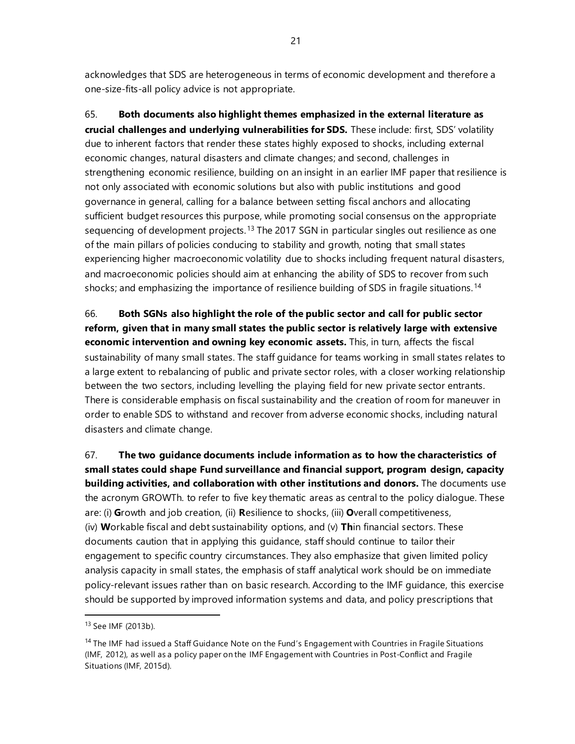acknowledges that SDS are heterogeneous in terms of economic development and therefore a one-size-fits-all policy advice is not appropriate.

65. **Both documents also highlight themes emphasized in the external literature as crucial challenges and underlying vulnerabilities for SDS.** These include: first, SDS' volatility due to inherent factors that render these states highly exposed to shocks, including external economic changes, natural disasters and climate changes; and second, challenges in strengthening economic resilience, building on an insight in an earlier IMF paper that resilience is not only associated with economic solutions but also with public institutions and good governance in general, calling for a balance between setting fiscal anchors and allocating sufficient budget resources this purpose, while promoting social consensus on the appropriate sequencing of development projects.[13] The 2017 SGN in particular singles out resilience as one of the main pillars of policies conducing to stability and growth, noting that small states experiencing higher macroeconomic volatility due to shocks including frequent natural disasters, and macroeconomic policies should aim at enhancing the ability of SDS to recover from such shocks; and emphasizing the importance of resilience building of SDS in fragile situations.[14]

66. **Both SGNs also highlight the role of the public sector and call for public sector reform, given that in many small states the public sector is relatively large with extensive economic intervention and owning key economic assets.** This, in turn, affects the fiscal sustainability of many small states. The staff guidance for teams working in small states relates to a large extent to rebalancing of public and private sector roles, with a closer working relationship between the two sectors, including levelling the playing field for new private sector entrants. There is considerable emphasis on fiscal sustainability and the creation of room for maneuver in order to enable SDS to withstand and recover from adverse economic shocks, including natural disasters and climate change.

67. **The two guidance documents include information as to how the characteristics of small states could shape Fund surveillance and financial support, program design, capacity building activities, and collaboration with other institutions and donors.** The documents use the acronym GROWTh. to refer to five key thematic areas as central to the policy dialogue. These are: (i) **G**rowth and job creation, (ii) **R**esilience to shocks, (iii) **O**verall competitiveness, (iv) **W**orkable fiscal and debt sustainability options, and (v) **Th**in financial sectors. These documents caution that in applying this guidance, staff should continue to tailor their engagement to specific country circumstances. They also emphasize that given limited policy analysis capacity in small states, the emphasis of staff analytical work should be on immediate policy-relevant issues rather than on basic research. According to the IMF guidance, this exercise should be supported by improved information systems and data, and policy prescriptions that

---

[13] See IMF (2013b).

[14] The IMF had issued a Staff Guidance Note on the Fund's Engagement with Countries in Fragile Situations (IMF, 2012), as well as a policy paper on the IMF Engagement with Countries in Post-Conflict and Fragile Situations (IMF, 2015d).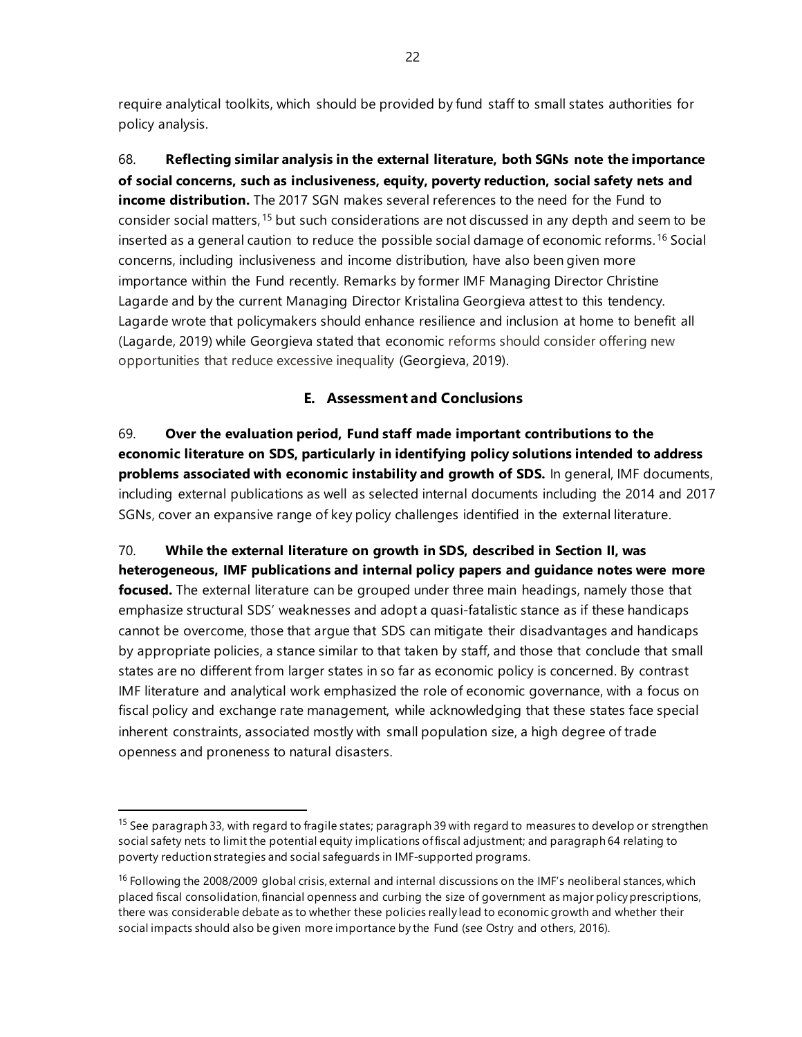require analytical toolkits, which should be provided by fund staff to small states authorities for policy analysis.

68. **Reflecting similar analysis in the external literature, both SGNs note the importance of social concerns, such as inclusiveness, equity, poverty reduction, social safety nets and income distribution.** The 2017 SGN makes several references to the need for the Fund to consider social matters,[15] but such considerations are not discussed in any depth and seem to be inserted as a general caution to reduce the possible social damage of economic reforms.[16] Social concerns, including inclusiveness and income distribution, have also been given more importance within the Fund recently. Remarks by former IMF Managing Director Christine Lagarde and by the current Managing Director Kristalina Georgieva attest to this tendency. Lagarde wrote that policymakers should enhance resilience and inclusion at home to benefit all (Lagarde, 2019) while Georgieva stated that economic reforms should consider offering new opportunities that reduce excessive inequality (Georgieva, 2019).

## E. Assessment and Conclusions

69. **Over the evaluation period, Fund staff made important contributions to the economic literature on SDS, particularly in identifying policy solutions intended to address problems associated with economic instability and growth of SDS.** In general, IMF documents, including external publications as well as selected internal documents including the 2014 and 2017 SGNs, cover an expansive range of key policy challenges identified in the external literature.

70. **While the external literature on growth in SDS, described in Section II, was heterogeneous, IMF publications and internal policy papers and guidance notes were more focused.** The external literature can be grouped under three main headings, namely those that emphasize structural SDS' weaknesses and adopt a quasi-fatalistic stance as if these handicaps cannot be overcome, those that argue that SDS can mitigate their disadvantages and handicaps by appropriate policies, a stance similar to that taken by staff, and those that conclude that small states are no different from larger states in so far as economic policy is concerned. By contrast IMF literature and analytical work emphasized the role of economic governance, with a focus on fiscal policy and exchange rate management, while acknowledging that these states face special inherent constraints, associated mostly with small population size, a high degree of trade openness and proneness to natural disasters.

---

[15] See paragraph 33, with regard to fragile states; paragraph 39 with regard to measures to develop or strengthen social safety nets to limit the potential equity implications of fiscal adjustment; and paragraph 64 relating to poverty reduction strategies and social safeguards in IMF-supported programs.

[16] Following the 2008/2009 global crisis, external and internal discussions on the IMF's neoliberal stances, which placed fiscal consolidation, financial openness and curbing the size of government as major policy prescriptions, there was considerable debate as to whether these policies really lead to economic growth and whether their social impacts should also be given more importance by the Fund (see Ostry and others, 2016).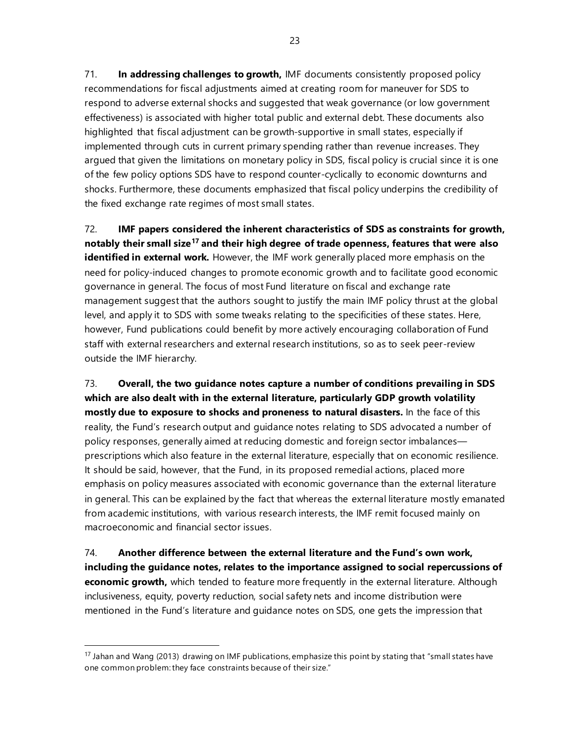71. **In addressing challenges to growth,** IMF documents consistently proposed policy recommendations for fiscal adjustments aimed at creating room for maneuver for SDS to respond to adverse external shocks and suggested that weak governance (or low government effectiveness) is associated with higher total public and external debt. These documents also highlighted that fiscal adjustment can be growth-supportive in small states, especially if implemented through cuts in current primary spending rather than revenue increases. They argued that given the limitations on monetary policy in SDS, fiscal policy is crucial since it is one of the few policy options SDS have to respond counter-cyclically to economic downturns and shocks. Furthermore, these documents emphasized that fiscal policy underpins the credibility of the fixed exchange rate regimes of most small states.

72. **IMF papers considered the inherent characteristics of SDS as constraints for growth, notably their small size[17] and their high degree of trade openness, features that were also identified in external work.** However, the IMF work generally placed more emphasis on the need for policy-induced changes to promote economic growth and to facilitate good economic governance in general. The focus of most Fund literature on fiscal and exchange rate management suggest that the authors sought to justify the main IMF policy thrust at the global level, and apply it to SDS with some tweaks relating to the specificities of these states. Here, however, Fund publications could benefit by more actively encouraging collaboration of Fund staff with external researchers and external research institutions, so as to seek peer-review outside the IMF hierarchy.

73. **Overall, the two guidance notes capture a number of conditions prevailing in SDS which are also dealt with in the external literature, particularly GDP growth volatility mostly due to exposure to shocks and proneness to natural disasters.** In the face of this reality, the Fund's research output and guidance notes relating to SDS advocated a number of policy responses, generally aimed at reducing domestic and foreign sector imbalances—prescriptions which also feature in the external literature, especially that on economic resilience. It should be said, however, that the Fund, in its proposed remedial actions, placed more emphasis on policy measures associated with economic governance than the external literature in general. This can be explained by the fact that whereas the external literature mostly emanated from academic institutions, with various research interests, the IMF remit focused mainly on macroeconomic and financial sector issues.

74. **Another difference between the external literature and the Fund's own work, including the guidance notes, relates to the importance assigned to social repercussions of economic growth,** which tended to feature more frequently in the external literature. Although inclusiveness, equity, poverty reduction, social safety nets and income distribution were mentioned in the Fund's literature and guidance notes on SDS, one gets the impression that

[17] Jahan and Wang (2013) drawing on IMF publications, emphasize this point by stating that "small states have one common problem: they face constraints because of their size."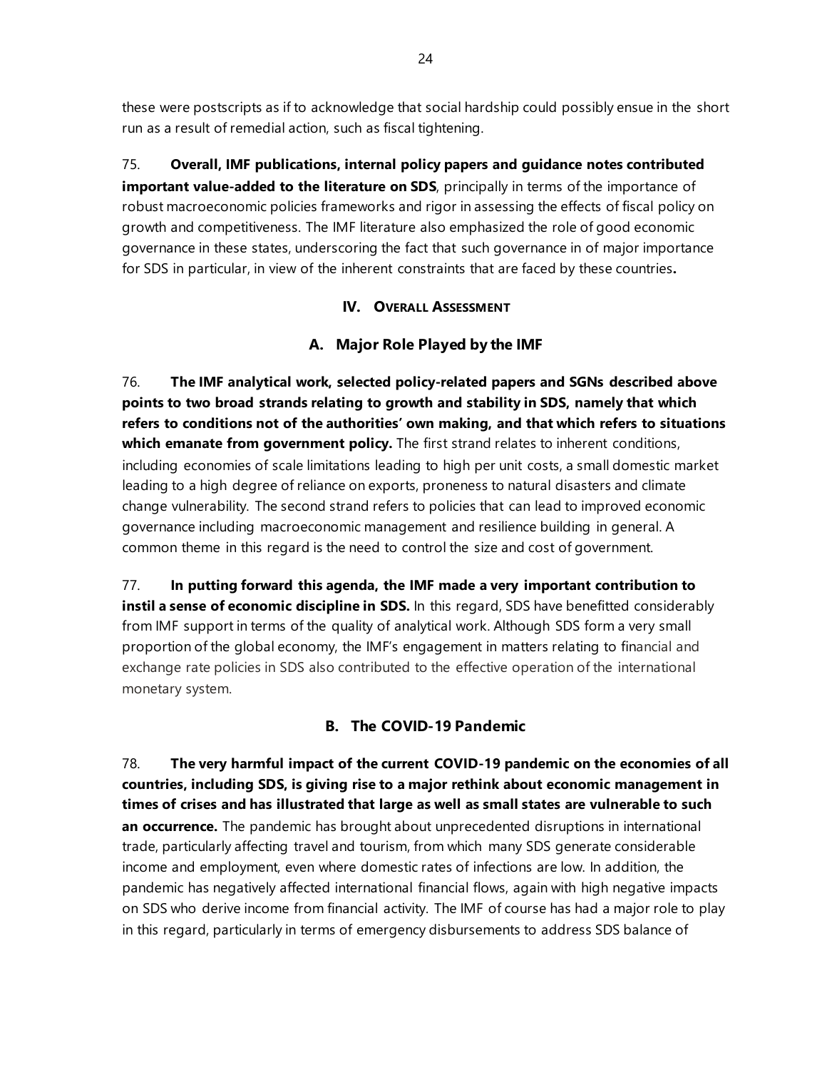these were postscripts as if to acknowledge that social hardship could possibly ensue in the short run as a result of remedial action, such as fiscal tightening.

75. **Overall, IMF publications, internal policy papers and guidance notes contributed important value-added to the literature on SDS**, principally in terms of the importance of robust macroeconomic policies frameworks and rigor in assessing the effects of fiscal policy on growth and competitiveness. The IMF literature also emphasized the role of good economic governance in these states, underscoring the fact that such governance in of major importance for SDS in particular, in view of the inherent constraints that are faced by these countries**.**

## IV. Overall Assessment

### A. Major Role Played by the IMF

76. **The IMF analytical work, selected policy-related papers and SGNs described above points to two broad strands relating to growth and stability in SDS, namely that which refers to conditions not of the authorities' own making, and that which refers to situations which emanate from government policy.** The first strand relates to inherent conditions, including economies of scale limitations leading to high per unit costs, a small domestic market leading to a high degree of reliance on exports, proneness to natural disasters and climate change vulnerability. The second strand refers to policies that can lead to improved economic governance including macroeconomic management and resilience building in general. A common theme in this regard is the need to control the size and cost of government.

77. **In putting forward this agenda, the IMF made a very important contribution to instil a sense of economic discipline in SDS.** In this regard, SDS have benefitted considerably from IMF support in terms of the quality of analytical work. Although SDS form a very small proportion of the global economy, the IMF's engagement in matters relating to financial and exchange rate policies in SDS also contributed to the effective operation of the international monetary system.

### B. The COVID-19 Pandemic

78. **The very harmful impact of the current COVID-19 pandemic on the economies of all countries, including SDS, is giving rise to a major rethink about economic management in times of crises and has illustrated that large as well as small states are vulnerable to such an occurrence.** The pandemic has brought about unprecedented disruptions in international trade, particularly affecting travel and tourism, from which many SDS generate considerable income and employment, even where domestic rates of infections are low. In addition, the pandemic has negatively affected international financial flows, again with high negative impacts on SDS who derive income from financial activity. The IMF of course has had a major role to play in this regard, particularly in terms of emergency disbursements to address SDS balance of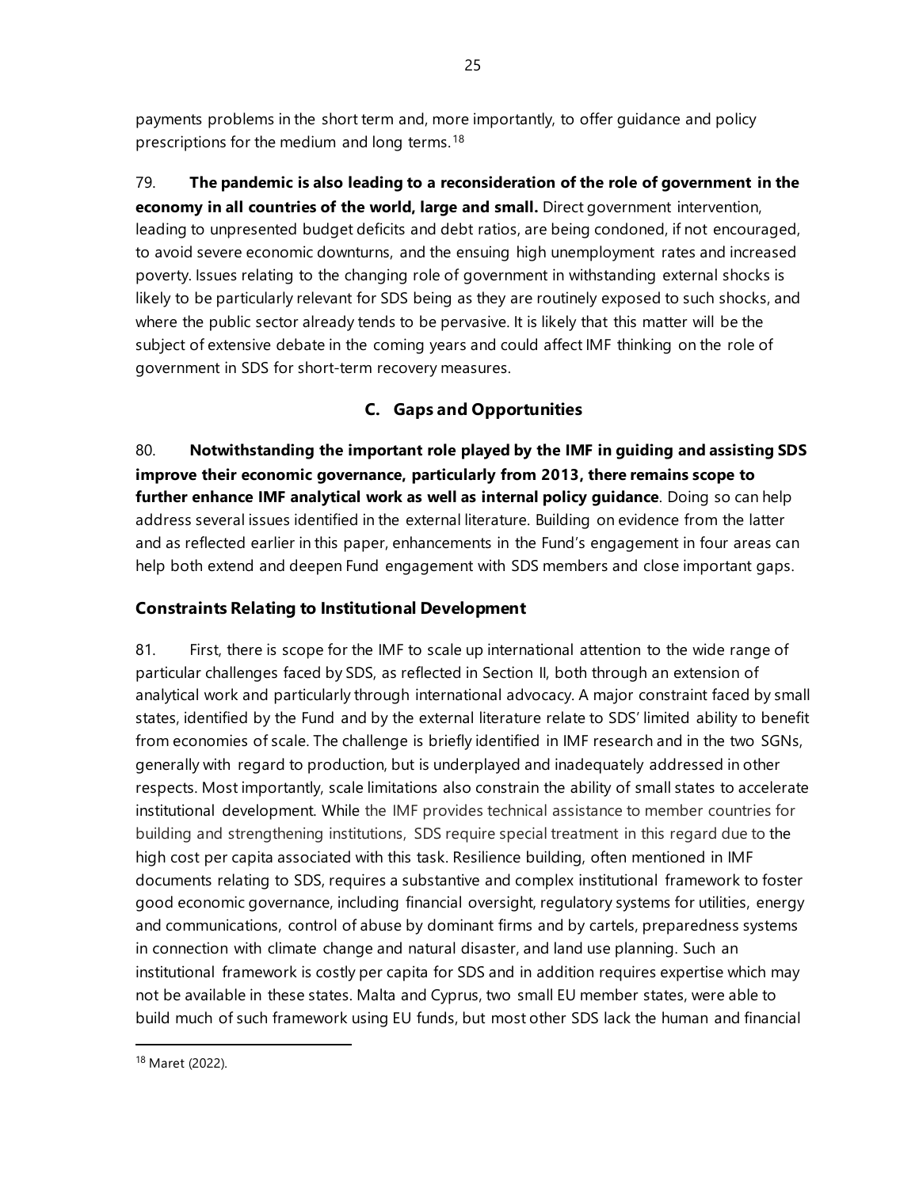payments problems in the short term and, more importantly, to offer guidance and policy prescriptions for the medium and long terms.[18]

79. **The pandemic is also leading to a reconsideration of the role of government in the economy in all countries of the world, large and small.** Direct government intervention, leading to unpresented budget deficits and debt ratios, are being condoned, if not encouraged, to avoid severe economic downturns, and the ensuing high unemployment rates and increased poverty. Issues relating to the changing role of government in withstanding external shocks is likely to be particularly relevant for SDS being as they are routinely exposed to such shocks, and where the public sector already tends to be pervasive. It is likely that this matter will be the subject of extensive debate in the coming years and could affect IMF thinking on the role of government in SDS for short-term recovery measures.

## C. Gaps and Opportunities

80. **Notwithstanding the important role played by the IMF in guiding and assisting SDS improve their economic governance, particularly from 2013, there remains scope to further enhance IMF analytical work as well as internal policy guidance**. Doing so can help address several issues identified in the external literature. Building on evidence from the latter and as reflected earlier in this paper, enhancements in the Fund's engagement in four areas can help both extend and deepen Fund engagement with SDS members and close important gaps.

### Constraints Relating to Institutional Development

81. First, there is scope for the IMF to scale up international attention to the wide range of particular challenges faced by SDS, as reflected in Section II, both through an extension of analytical work and particularly through international advocacy. A major constraint faced by small states, identified by the Fund and by the external literature relate to SDS' limited ability to benefit from economies of scale. The challenge is briefly identified in IMF research and in the two SGNs, generally with regard to production, but is underplayed and inadequately addressed in other respects. Most importantly, scale limitations also constrain the ability of small states to accelerate institutional development. While the IMF provides technical assistance to member countries for building and strengthening institutions, SDS require special treatment in this regard due to the high cost per capita associated with this task. Resilience building, often mentioned in IMF documents relating to SDS, requires a substantive and complex institutional framework to foster good economic governance, including financial oversight, regulatory systems for utilities, energy and communications, control of abuse by dominant firms and by cartels, preparedness systems in connection with climate change and natural disaster, and land use planning. Such an institutional framework is costly per capita for SDS and in addition requires expertise which may not be available in these states. Malta and Cyprus, two small EU member states, were able to build much of such framework using EU funds, but most other SDS lack the human and financial

[18] Maret (2022).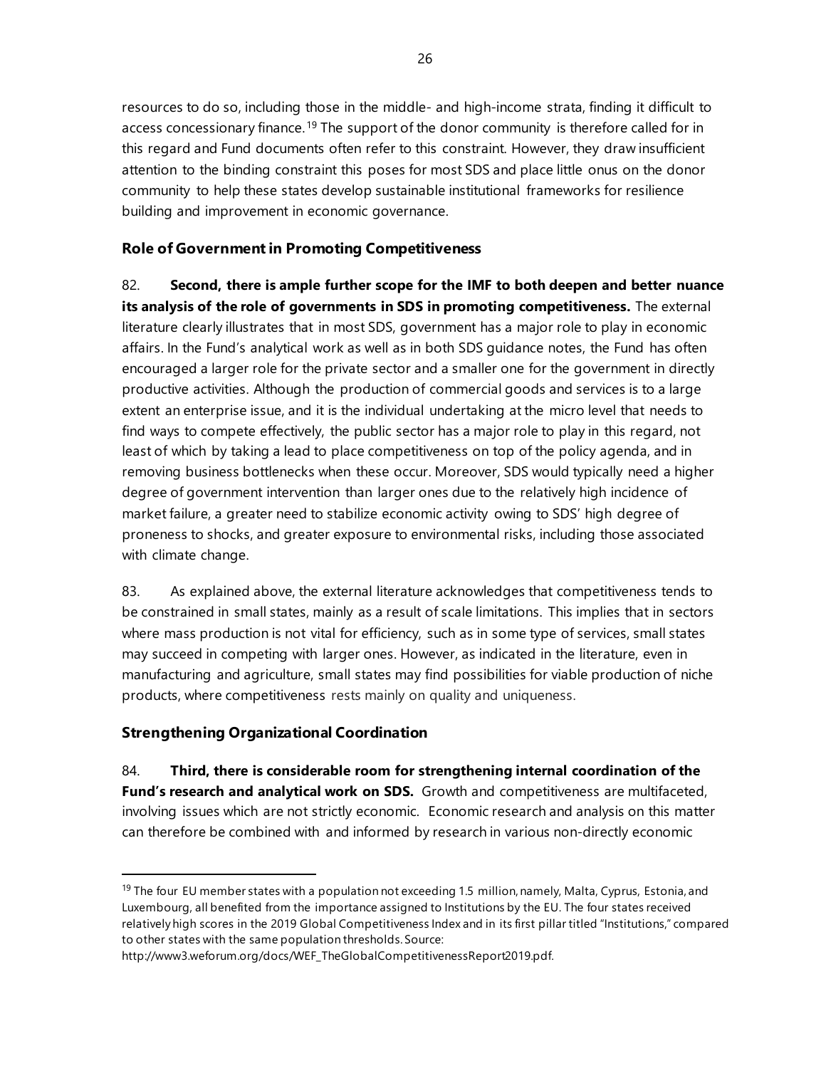resources to do so, including those in the middle- and high-income strata, finding it difficult to access concessionary finance.[19] The support of the donor community is therefore called for in this regard and Fund documents often refer to this constraint. However, they draw insufficient attention to the binding constraint this poses for most SDS and place little onus on the donor community to help these states develop sustainable institutional frameworks for resilience building and improvement in economic governance.

### Role of Government in Promoting Competitiveness

82. **Second, there is ample further scope for the IMF to both deepen and better nuance its analysis of the role of governments in SDS in promoting competitiveness.** The external literature clearly illustrates that in most SDS, government has a major role to play in economic affairs. In the Fund's analytical work as well as in both SDS guidance notes, the Fund has often encouraged a larger role for the private sector and a smaller one for the government in directly productive activities. Although the production of commercial goods and services is to a large extent an enterprise issue, and it is the individual undertaking at the micro level that needs to find ways to compete effectively, the public sector has a major role to play in this regard, not least of which by taking a lead to place competitiveness on top of the policy agenda, and in removing business bottlenecks when these occur. Moreover, SDS would typically need a higher degree of government intervention than larger ones due to the relatively high incidence of market failure, a greater need to stabilize economic activity owing to SDS' high degree of proneness to shocks, and greater exposure to environmental risks, including those associated with climate change.

83. As explained above, the external literature acknowledges that competitiveness tends to be constrained in small states, mainly as a result of scale limitations. This implies that in sectors where mass production is not vital for efficiency, such as in some type of services, small states may succeed in competing with larger ones. However, as indicated in the literature, even in manufacturing and agriculture, small states may find possibilities for viable production of niche products, where competitiveness rests mainly on quality and uniqueness.

### Strengthening Organizational Coordination

84. **Third, there is considerable room for strengthening internal coordination of the Fund's research and analytical work on SDS.** Growth and competitiveness are multifaceted, involving issues which are not strictly economic. Economic research and analysis on this matter can therefore be combined with and informed by research in various non-directly economic

[19] The four EU member states with a population not exceeding 1.5 million, namely, Malta, Cyprus, Estonia, and Luxembourg, all benefited from the importance assigned to Institutions by the EU. The four states received relatively high scores in the 2019 Global Competitiveness Index and in its first pillar titled "Institutions," compared to other states with the same population thresholds. Source: http://www3.weforum.org/docs/WEF_TheGlobalCompetitivenessReport2019.pdf.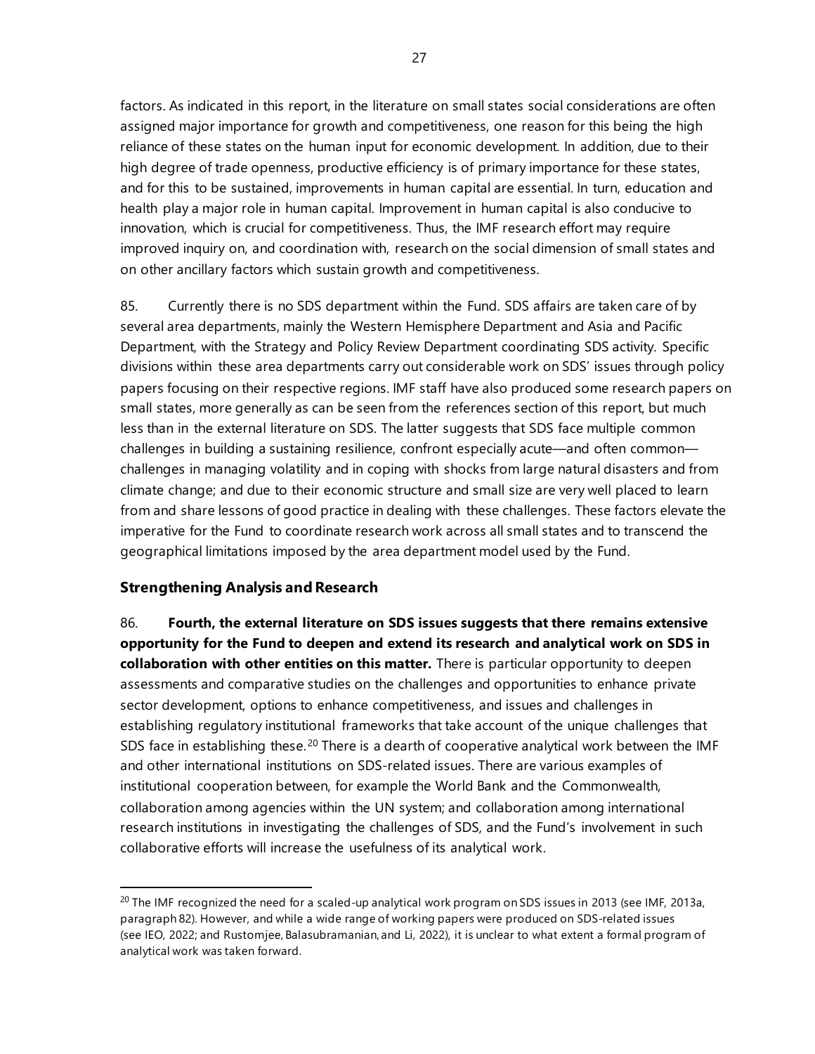factors. As indicated in this report, in the literature on small states social considerations are often assigned major importance for growth and competitiveness, one reason for this being the high reliance of these states on the human input for economic development. In addition, due to their high degree of trade openness, productive efficiency is of primary importance for these states, and for this to be sustained, improvements in human capital are essential. In turn, education and health play a major role in human capital. Improvement in human capital is also conducive to innovation, which is crucial for competitiveness. Thus, the IMF research effort may require improved inquiry on, and coordination with, research on the social dimension of small states and on other ancillary factors which sustain growth and competitiveness.

85. Currently there is no SDS department within the Fund. SDS affairs are taken care of by several area departments, mainly the Western Hemisphere Department and Asia and Pacific Department, with the Strategy and Policy Review Department coordinating SDS activity. Specific divisions within these area departments carry out considerable work on SDS' issues through policy papers focusing on their respective regions. IMF staff have also produced some research papers on small states, more generally as can be seen from the references section of this report, but much less than in the external literature on SDS. The latter suggests that SDS face multiple common challenges in building a sustaining resilience, confront especially acute—and often common—challenges in managing volatility and in coping with shocks from large natural disasters and from climate change; and due to their economic structure and small size are very well placed to learn from and share lessons of good practice in dealing with these challenges. These factors elevate the imperative for the Fund to coordinate research work across all small states and to transcend the geographical limitations imposed by the area department model used by the Fund.

### Strengthening Analysis and Research

86. **Fourth, the external literature on SDS issues suggests that there remains extensive opportunity for the Fund to deepen and extend its research and analytical work on SDS in collaboration with other entities on this matter.** There is particular opportunity to deepen assessments and comparative studies on the challenges and opportunities to enhance private sector development, options to enhance competitiveness, and issues and challenges in establishing regulatory institutional frameworks that take account of the unique challenges that SDS face in establishing these.[20] There is a dearth of cooperative analytical work between the IMF and other international institutions on SDS-related issues. There are various examples of institutional cooperation between, for example the World Bank and the Commonwealth, collaboration among agencies within the UN system; and collaboration among international research institutions in investigating the challenges of SDS, and the Fund's involvement in such collaborative efforts will increase the usefulness of its analytical work.

[20] The IMF recognized the need for a scaled-up analytical work program on SDS issues in 2013 (see IMF, 2013a, paragraph 82). However, and while a wide range of working papers were produced on SDS-related issues (see IEO, 2022; and Rustomjee, Balasubramanian, and Li, 2022), it is unclear to what extent a formal program of analytical work was taken forward.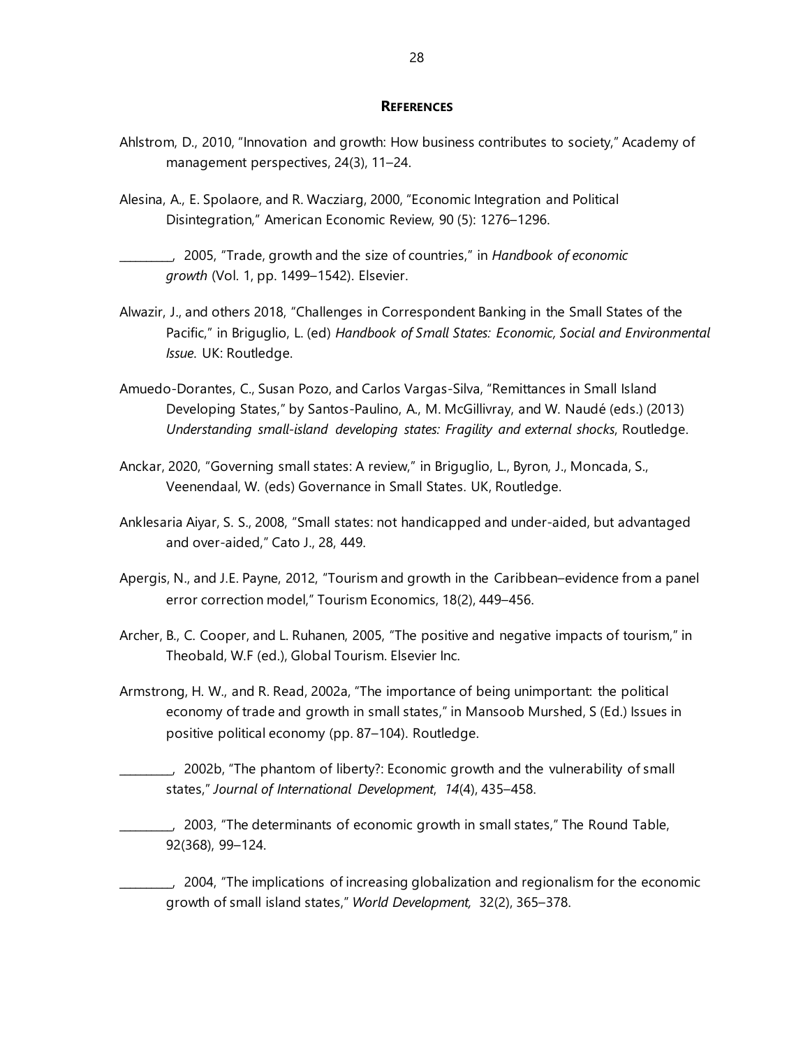## REFERENCES

Ahlstrom, D., 2010, "Innovation and growth: How business contributes to society," Academy of management perspectives, 24(3), 11–24.

Alesina, A., E. Spolaore, and R. Wacziarg, 2000, "Economic Integration and Political Disintegration," American Economic Review, 90 (5): 1276–1296.

_________, 2005, "Trade, growth and the size of countries," in *Handbook of economic growth* (Vol. 1, pp. 1499–1542). Elsevier.

Alwazir, J., and others 2018, "Challenges in Correspondent Banking in the Small States of the Pacific," in Briguglio, L. (ed) *Handbook of Small States: Economic, Social and Environmental Issue.* UK: Routledge.

Amuedo-Dorantes, C., Susan Pozo, and Carlos Vargas-Silva, "Remittances in Small Island Developing States," by Santos-Paulino, A., M. McGillivray, and W. Naudé (eds.) (2013) *Understanding small-island developing states: Fragility and external shocks*, Routledge.

Anckar, 2020, "Governing small states: A review," in Briguglio, L., Byron, J., Moncada, S., Veenendaal, W. (eds) Governance in Small States. UK, Routledge.

Anklesaria Aiyar, S. S., 2008, "Small states: not handicapped and under-aided, but advantaged and over-aided," Cato J., 28, 449.

Apergis, N., and J.E. Payne, 2012, "Tourism and growth in the Caribbean–evidence from a panel error correction model," Tourism Economics, 18(2), 449–456.

Archer, B., C. Cooper, and L. Ruhanen, 2005, "The positive and negative impacts of tourism," in Theobald, W.F (ed.), Global Tourism. Elsevier Inc.

Armstrong, H. W., and R. Read, 2002a, "The importance of being unimportant: the political economy of trade and growth in small states," in Mansoob Murshed, S (Ed.) Issues in positive political economy (pp. 87–104). Routledge.

_________, 2002b, "The phantom of liberty?: Economic growth and the vulnerability of small states," *Journal of International Development*, *14*(4), 435–458.

_________, 2003, "The determinants of economic growth in small states," The Round Table, 92(368), 99–124.

_________, 2004, "The implications of increasing globalization and regionalism for the economic growth of small island states," *World Development,* 32(2), 365–378.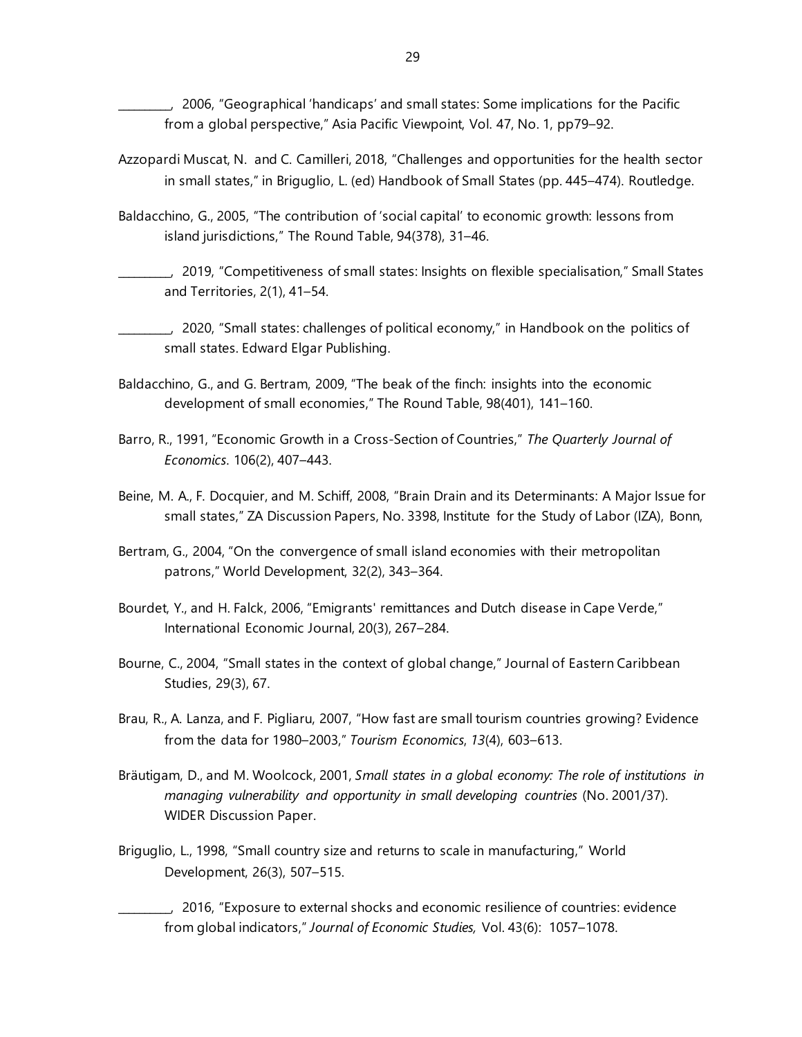_________, 2006, "Geographical 'handicaps' and small states: Some implications for the Pacific from a global perspective," Asia Pacific Viewpoint, Vol. 47, No. 1, pp79–92.

Azzopardi Muscat, N. and C. Camilleri, 2018, "Challenges and opportunities for the health sector in small states," in Briguglio, L. (ed) Handbook of Small States (pp. 445–474). Routledge.

Baldacchino, G., 2005, "The contribution of 'social capital' to economic growth: lessons from island jurisdictions," The Round Table, 94(378), 31–46.

_________, 2019, "Competitiveness of small states: Insights on flexible specialisation," Small States and Territories, 2(1), 41–54.

_________, 2020, "Small states: challenges of political economy," in Handbook on the politics of small states. Edward Elgar Publishing.

Baldacchino, G., and G. Bertram, 2009, "The beak of the finch: insights into the economic development of small economies," The Round Table, 98(401), 141–160.

Barro, R., 1991, "Economic Growth in a Cross-Section of Countries," *The Quarterly Journal of Economics*. 106(2), 407–443.

Beine, M. A., F. Docquier, and M. Schiff, 2008, "Brain Drain and its Determinants: A Major Issue for small states," ZA Discussion Papers, No. 3398, Institute for the Study of Labor (IZA), Bonn,

Bertram, G., 2004, "On the convergence of small island economies with their metropolitan patrons," World Development, 32(2), 343–364.

Bourdet, Y., and H. Falck, 2006, "Emigrants' remittances and Dutch disease in Cape Verde," International Economic Journal, 20(3), 267–284.

Bourne, C., 2004, "Small states in the context of global change," Journal of Eastern Caribbean Studies, 29(3), 67.

Brau, R., A. Lanza, and F. Pigliaru, 2007, "How fast are small tourism countries growing? Evidence from the data for 1980–2003," *Tourism Economics*, *13*(4), 603–613.

Bräutigam, D., and M. Woolcock, 2001, *Small states in a global economy: The role of institutions in managing vulnerability and opportunity in small developing countries* (No. 2001/37). WIDER Discussion Paper.

Briguglio, L., 1998, "Small country size and returns to scale in manufacturing," World Development, 26(3), 507–515.

_________, 2016, "Exposure to external shocks and economic resilience of countries: evidence from global indicators," *Journal of Economic Studies,* Vol. 43(6): 1057–1078.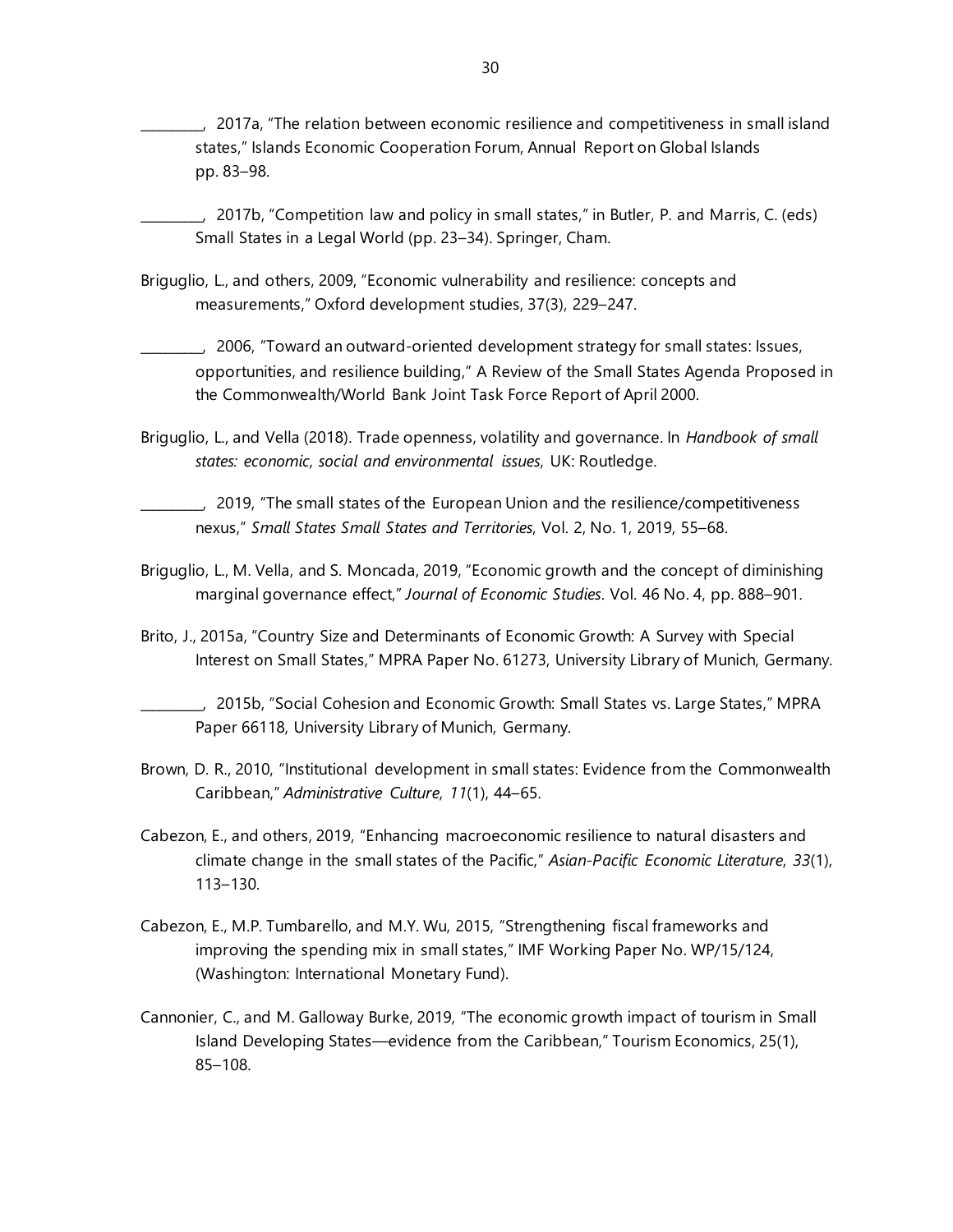________, 2017a, "The relation between economic resilience and competitiveness in small island states," Islands Economic Cooperation Forum, Annual Report on Global Islands pp. 83–98.

________, 2017b, "Competition law and policy in small states," in Butler, P. and Marris, C. (eds) Small States in a Legal World (pp. 23–34). Springer, Cham.

Briguglio, L., and others, 2009, "Economic vulnerability and resilience: concepts and measurements," Oxford development studies, 37(3), 229–247.

________, 2006, "Toward an outward-oriented development strategy for small states: Issues, opportunities, and resilience building," A Review of the Small States Agenda Proposed in the Commonwealth/World Bank Joint Task Force Report of April 2000.

Briguglio, L., and Vella (2018). Trade openness, volatility and governance. In *Handbook of small states: economic, social and environmental issues*, UK: Routledge.

________, 2019, "The small states of the European Union and the resilience/competitiveness nexus," *Small States Small States and Territories*, Vol. 2, No. 1, 2019, 55–68.

Briguglio, L., M. Vella, and S. Moncada, 2019, "Economic growth and the concept of diminishing marginal governance effect," *Journal of Economic Studies*. Vol. 46 No. 4, pp. 888–901.

Brito, J., 2015a, "Country Size and Determinants of Economic Growth: A Survey with Special Interest on Small States," MPRA Paper No. 61273, University Library of Munich, Germany.

________, 2015b, "Social Cohesion and Economic Growth: Small States vs. Large States," MPRA Paper 66118, University Library of Munich, Germany.

Brown, D. R., 2010, "Institutional development in small states: Evidence from the Commonwealth Caribbean," *Administrative Culture*, *11*(1), 44–65.

Cabezon, E., and others, 2019, "Enhancing macroeconomic resilience to natural disasters and climate change in the small states of the Pacific," *Asian-Pacific Economic Literature*, *33*(1), 113–130.

Cabezon, E., M.P. Tumbarello, and M.Y. Wu, 2015, "Strengthening fiscal frameworks and improving the spending mix in small states," IMF Working Paper No. WP/15/124, (Washington: International Monetary Fund).

Cannonier, C., and M. Galloway Burke, 2019, "The economic growth impact of tourism in Small Island Developing States—evidence from the Caribbean," Tourism Economics, 25(1), 85–108.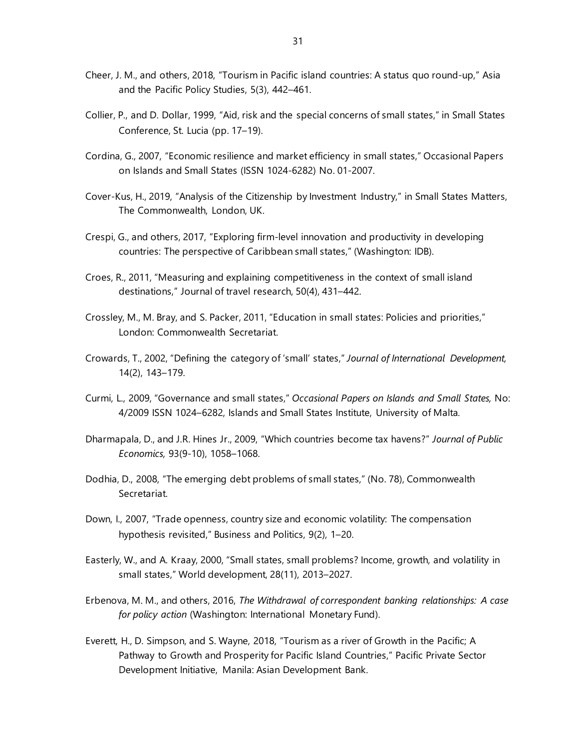Cheer, J. M., and others, 2018, "Tourism in Pacific island countries: A status quo round-up," Asia and the Pacific Policy Studies, 5(3), 442–461.

Collier, P., and D. Dollar, 1999, "Aid, risk and the special concerns of small states," in Small States Conference, St. Lucia (pp. 17–19).

Cordina, G., 2007, "Economic resilience and market efficiency in small states," Occasional Papers on Islands and Small States (ISSN 1024-6282) No. 01-2007.

Cover-Kus, H., 2019, "Analysis of the Citizenship by Investment Industry," in Small States Matters, The Commonwealth, London, UK.

Crespi, G., and others, 2017, "Exploring firm-level innovation and productivity in developing countries: The perspective of Caribbean small states," (Washington: IDB).

Croes, R., 2011, "Measuring and explaining competitiveness in the context of small island destinations," Journal of travel research, 50(4), 431–442.

Crossley, M., M. Bray, and S. Packer, 2011, "Education in small states: Policies and priorities," London: Commonwealth Secretariat.

Crowards, T., 2002, "Defining the category of 'small' states," *Journal of International Development,* 14(2), 143–179.

Curmi, L., 2009, "Governance and small states," *Occasional Papers on Islands and Small States,* No: 4/2009 ISSN 1024–6282, Islands and Small States Institute, University of Malta.

Dharmapala, D., and J.R. Hines Jr., 2009, "Which countries become tax havens?" *Journal of Public Economics,* 93(9-10), 1058–1068.

Dodhia, D., 2008, "The emerging debt problems of small states," (No. 78), Commonwealth Secretariat.

Down, I., 2007, "Trade openness, country size and economic volatility: The compensation hypothesis revisited," Business and Politics, 9(2), 1–20.

Easterly, W., and A. Kraay, 2000, "Small states, small problems? Income, growth, and volatility in small states," World development, 28(11), 2013–2027.

Erbenova, M. M., and others, 2016, *The Withdrawal of correspondent banking relationships: A case for policy action* (Washington: International Monetary Fund).

Everett, H., D. Simpson, and S. Wayne, 2018, "Tourism as a river of Growth in the Pacific; A Pathway to Growth and Prosperity for Pacific Island Countries," Pacific Private Sector Development Initiative, Manila: Asian Development Bank.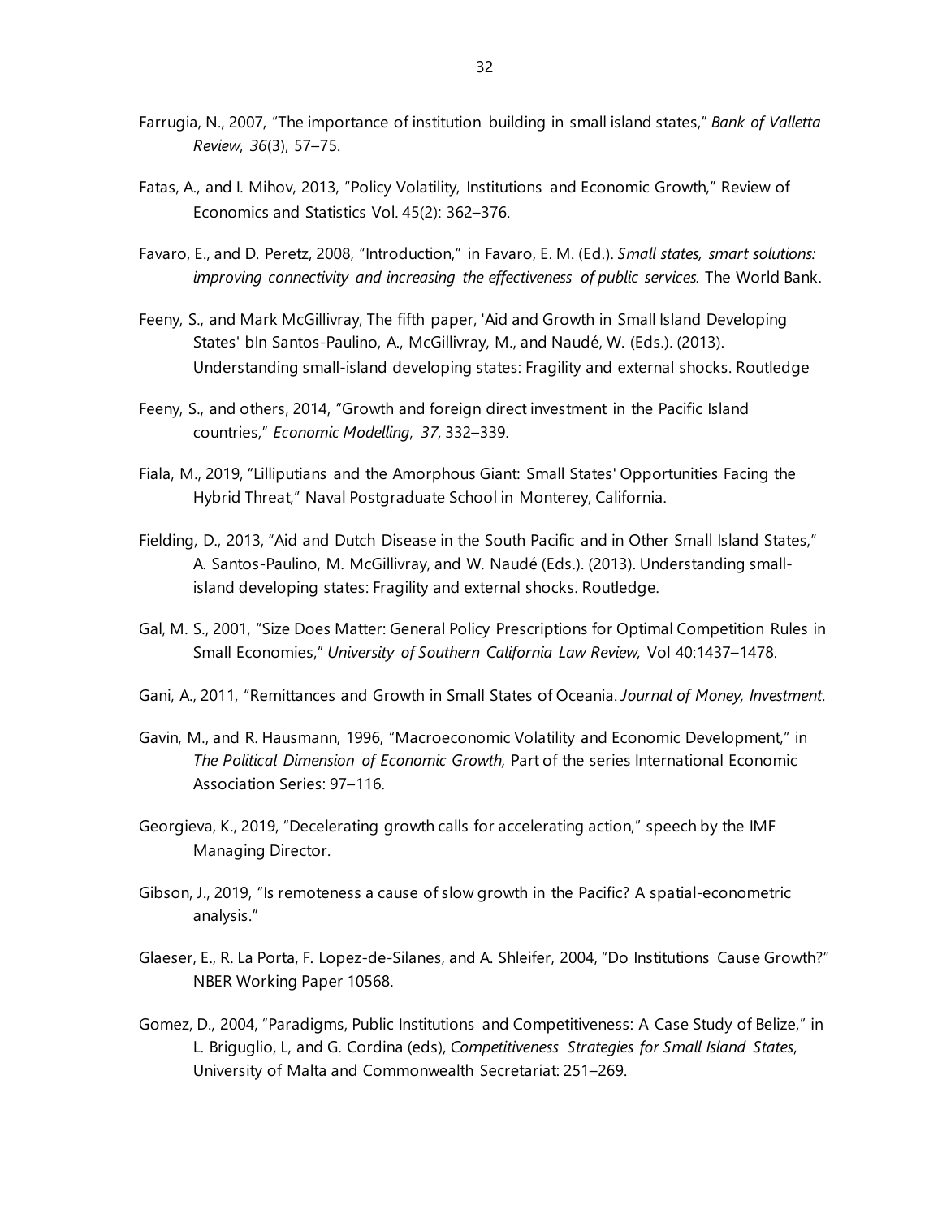Farrugia, N., 2007, "The importance of institution building in small island states," *Bank of Valletta Review*, *36*(3), 57–75.

Fatas, A., and I. Mihov, 2013, "Policy Volatility, Institutions and Economic Growth," Review of Economics and Statistics Vol. 45(2): 362–376.

Favaro, E., and D. Peretz, 2008, "Introduction," in Favaro, E. M. (Ed.). *Small states, smart solutions: improving connectivity and increasing the effectiveness of public services.* The World Bank.

Feeny, S., and Mark McGillivray, The fifth paper, 'Aid and Growth in Small Island Developing States' bIn Santos-Paulino, A., McGillivray, M., and Naudé, W. (Eds.). (2013). Understanding small-island developing states: Fragility and external shocks. Routledge

Feeny, S., and others, 2014, "Growth and foreign direct investment in the Pacific Island countries," *Economic Modelling*, *37*, 332–339.

Fiala, M., 2019, "Lilliputians and the Amorphous Giant: Small States' Opportunities Facing the Hybrid Threat," Naval Postgraduate School in Monterey, California.

Fielding, D., 2013, "Aid and Dutch Disease in the South Pacific and in Other Small Island States," A. Santos-Paulino, M. McGillivray, and W. Naudé (Eds.). (2013). Understanding small-island developing states: Fragility and external shocks. Routledge.

Gal, M. S., 2001, "Size Does Matter: General Policy Prescriptions for Optimal Competition Rules in Small Economies," *University of Southern California Law Review,* Vol 40:1437–1478.

Gani, A., 2011, "Remittances and Growth in Small States of Oceania. *Journal of Money, Investment*.

Gavin, M., and R. Hausmann, 1996, "Macroeconomic Volatility and Economic Development," in *The Political Dimension of Economic Growth,* Part of the series International Economic Association Series: 97–116.

Georgieva, K., 2019, "Decelerating growth calls for accelerating action," speech by the IMF Managing Director.

Gibson, J., 2019, "Is remoteness a cause of slow growth in the Pacific? A spatial-econometric analysis."

Glaeser, E., R. La Porta, F. Lopez-de-Silanes, and A. Shleifer, 2004, "Do Institutions Cause Growth?" NBER Working Paper 10568.

Gomez, D., 2004, "Paradigms, Public Institutions and Competitiveness: A Case Study of Belize," in L. Briguglio, L, and G. Cordina (eds), *Competitiveness Strategies for Small Island States*, University of Malta and Commonwealth Secretariat: 251–269.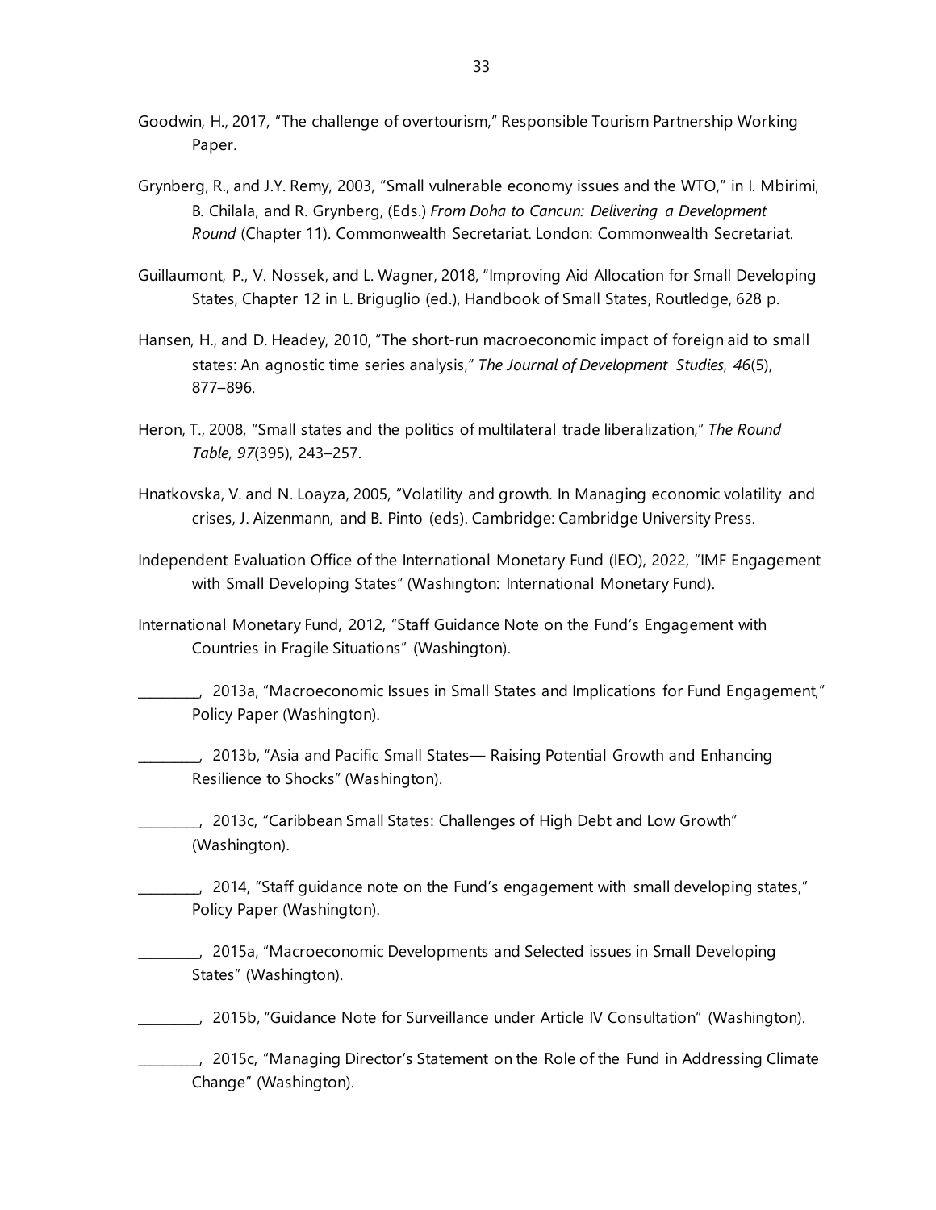Goodwin, H., 2017, "The challenge of overtourism," Responsible Tourism Partnership Working Paper.

Grynberg, R., and J.Y. Remy, 2003, "Small vulnerable economy issues and the WTO," in I. Mbirimi, B. Chilala, and R. Grynberg, (Eds.) *From Doha to Cancun: Delivering a Development Round* (Chapter 11). Commonwealth Secretariat. London: Commonwealth Secretariat.

Guillaumont, P., V. Nossek, and L. Wagner, 2018, "Improving Aid Allocation for Small Developing States, Chapter 12 in L. Briguglio (ed.), Handbook of Small States, Routledge, 628 p.

Hansen, H., and D. Headey, 2010, "The short-run macroeconomic impact of foreign aid to small states: An agnostic time series analysis," *The Journal of Development Studies*, *46*(5), 877–896.

Heron, T., 2008, "Small states and the politics of multilateral trade liberalization," *The Round Table*, *97*(395), 243–257.

Hnatkovska, V. and N. Loayza, 2005, "Volatility and growth. In Managing economic volatility and crises, J. Aizenmann, and B. Pinto (eds). Cambridge: Cambridge University Press.

Independent Evaluation Office of the International Monetary Fund (IEO), 2022, "IMF Engagement with Small Developing States" (Washington: International Monetary Fund).

International Monetary Fund, 2012, "Staff Guidance Note on the Fund's Engagement with Countries in Fragile Situations" (Washington).

________, 2013a, "Macroeconomic Issues in Small States and Implications for Fund Engagement," Policy Paper (Washington).

________, 2013b, "Asia and Pacific Small States— Raising Potential Growth and Enhancing Resilience to Shocks" (Washington).

________, 2013c, "Caribbean Small States: Challenges of High Debt and Low Growth" (Washington).

________, 2014, "Staff guidance note on the Fund's engagement with small developing states," Policy Paper (Washington).

________, 2015a, "Macroeconomic Developments and Selected issues in Small Developing States" (Washington).

________, 2015b, "Guidance Note for Surveillance under Article IV Consultation" (Washington).

________, 2015c, "Managing Director's Statement on the Role of the Fund in Addressing Climate Change" (Washington).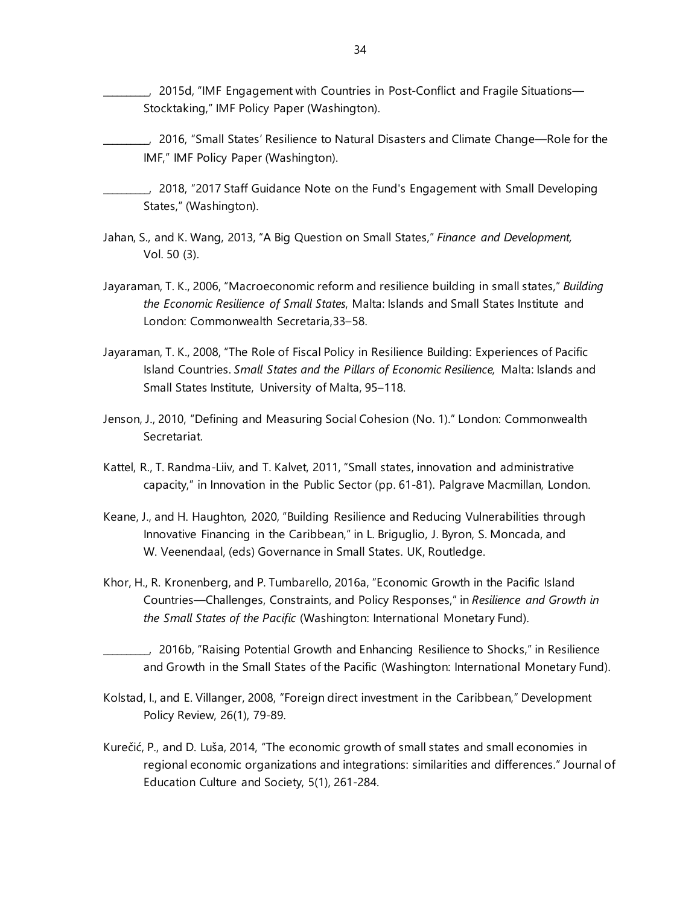\_\_\_\_\_\_\_\_\_, 2015d, "IMF Engagement with Countries in Post-Conflict and Fragile Situations—Stocktaking," IMF Policy Paper (Washington).

\_\_\_\_\_\_\_\_\_, 2016, "Small States' Resilience to Natural Disasters and Climate Change—Role for the IMF," IMF Policy Paper (Washington).

\_\_\_\_\_\_\_\_\_, 2018, "2017 Staff Guidance Note on the Fund's Engagement with Small Developing States," (Washington).

Jahan, S., and K. Wang, 2013, "A Big Question on Small States," *Finance and Development,* Vol. 50 (3).

Jayaraman, T. K., 2006, "Macroeconomic reform and resilience building in small states," *Building the Economic Resilience of Small States*, Malta: Islands and Small States Institute and London: Commonwealth Secretaria,33–58.

Jayaraman, T. K., 2008, "The Role of Fiscal Policy in Resilience Building: Experiences of Pacific Island Countries. *Small States and the Pillars of Economic Resilience,* Malta: Islands and Small States Institute, University of Malta, 95–118.

Jenson, J., 2010, "Defining and Measuring Social Cohesion (No. 1)." London: Commonwealth Secretariat.

Kattel, R., T. Randma-Liiv, and T. Kalvet, 2011, "Small states, innovation and administrative capacity," in Innovation in the Public Sector (pp. 61-81). Palgrave Macmillan, London.

Keane, J., and H. Haughton, 2020, "Building Resilience and Reducing Vulnerabilities through Innovative Financing in the Caribbean," in L. Briguglio, J. Byron, S. Moncada, and W. Veenendaal, (eds) Governance in Small States. UK, Routledge.

Khor, H., R. Kronenberg, and P. Tumbarello, 2016a, "Economic Growth in the Pacific Island Countries—Challenges, Constraints, and Policy Responses," in *Resilience and Growth in the Small States of the Pacific* (Washington: International Monetary Fund).

\_\_\_\_\_\_\_\_\_, 2016b, "Raising Potential Growth and Enhancing Resilience to Shocks," in Resilience and Growth in the Small States of the Pacific (Washington: International Monetary Fund).

Kolstad, I., and E. Villanger, 2008, "Foreign direct investment in the Caribbean," Development Policy Review, 26(1), 79-89.

Kurečić, P., and D. Luša, 2014, "The economic growth of small states and small economies in regional economic organizations and integrations: similarities and differences." Journal of Education Culture and Society, 5(1), 261-284.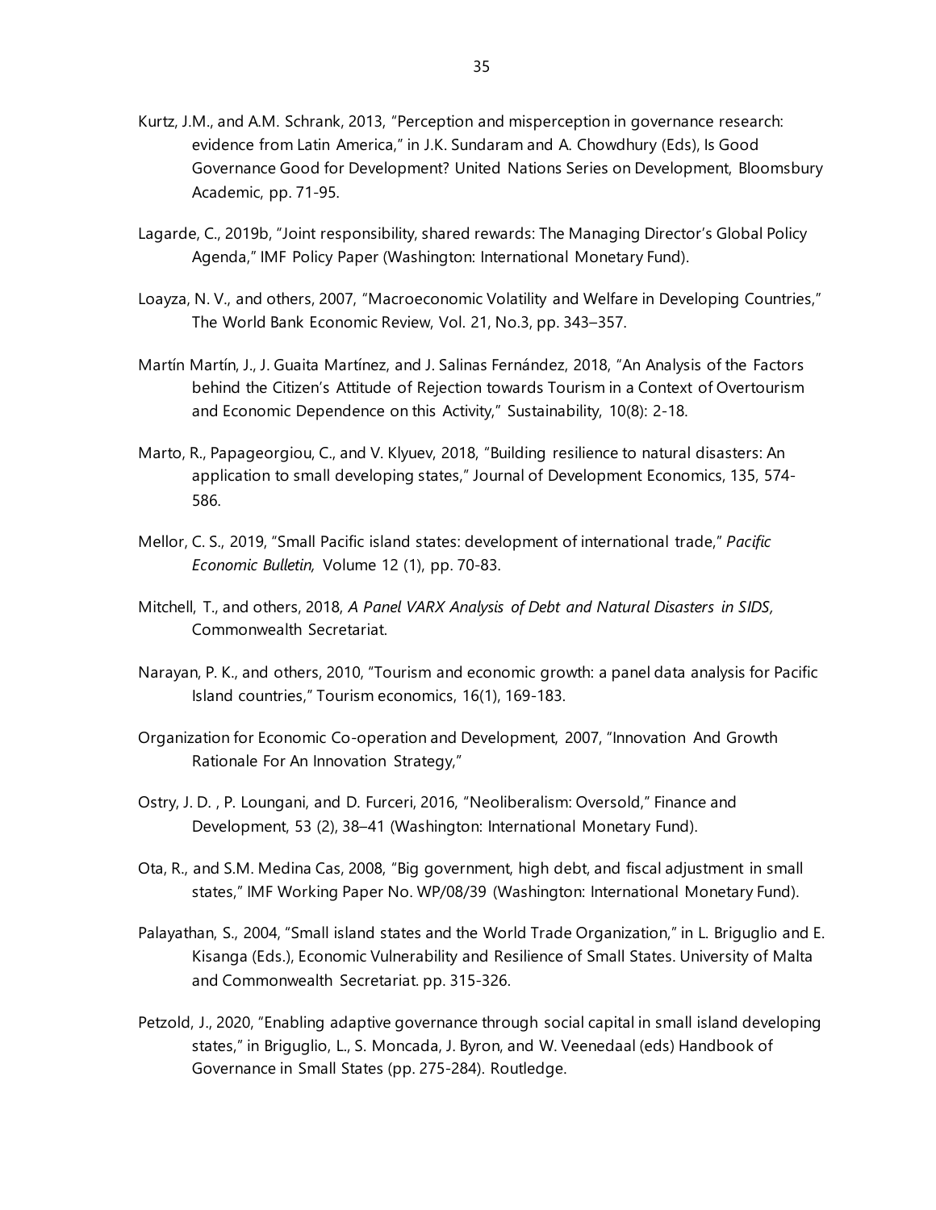Kurtz, J.M., and A.M. Schrank, 2013, "Perception and misperception in governance research: evidence from Latin America," in J.K. Sundaram and A. Chowdhury (Eds), Is Good Governance Good for Development? United Nations Series on Development, Bloomsbury Academic, pp. 71-95.

Lagarde, C., 2019b, "Joint responsibility, shared rewards: The Managing Director's Global Policy Agenda," IMF Policy Paper (Washington: International Monetary Fund).

Loayza, N. V., and others, 2007, "Macroeconomic Volatility and Welfare in Developing Countries," The World Bank Economic Review, Vol. 21, No.3, pp. 343–357.

Martín Martín, J., J. Guaita Martínez, and J. Salinas Fernández, 2018, "An Analysis of the Factors behind the Citizen's Attitude of Rejection towards Tourism in a Context of Overtourism and Economic Dependence on this Activity," Sustainability, 10(8): 2-18.

Marto, R., Papageorgiou, C., and V. Klyuev, 2018, "Building resilience to natural disasters: An application to small developing states," Journal of Development Economics, 135, 574-586.

Mellor, C. S., 2019, "Small Pacific island states: development of international trade," *Pacific Economic Bulletin,* Volume 12 (1), pp. 70-83.

Mitchell, T., and others, 2018, *A Panel VARX Analysis of Debt and Natural Disasters in SIDS,* Commonwealth Secretariat.

Narayan, P. K., and others, 2010, "Tourism and economic growth: a panel data analysis for Pacific Island countries," Tourism economics, 16(1), 169-183.

Organization for Economic Co-operation and Development, 2007, "Innovation And Growth Rationale For An Innovation Strategy,"

Ostry, J. D. , P. Loungani, and D. Furceri, 2016, "Neoliberalism: Oversold," Finance and Development, 53 (2), 38–41 (Washington: International Monetary Fund).

Ota, R., and S.M. Medina Cas, 2008, "Big government, high debt, and fiscal adjustment in small states," IMF Working Paper No. WP/08/39 (Washington: International Monetary Fund).

Palayathan, S., 2004, "Small island states and the World Trade Organization," in L. Briguglio and E. Kisanga (Eds.), Economic Vulnerability and Resilience of Small States. University of Malta and Commonwealth Secretariat. pp. 315-326.

Petzold, J., 2020, "Enabling adaptive governance through social capital in small island developing states," in Briguglio, L., S. Moncada, J. Byron, and W. Veenedaal (eds) Handbook of Governance in Small States (pp. 275-284). Routledge.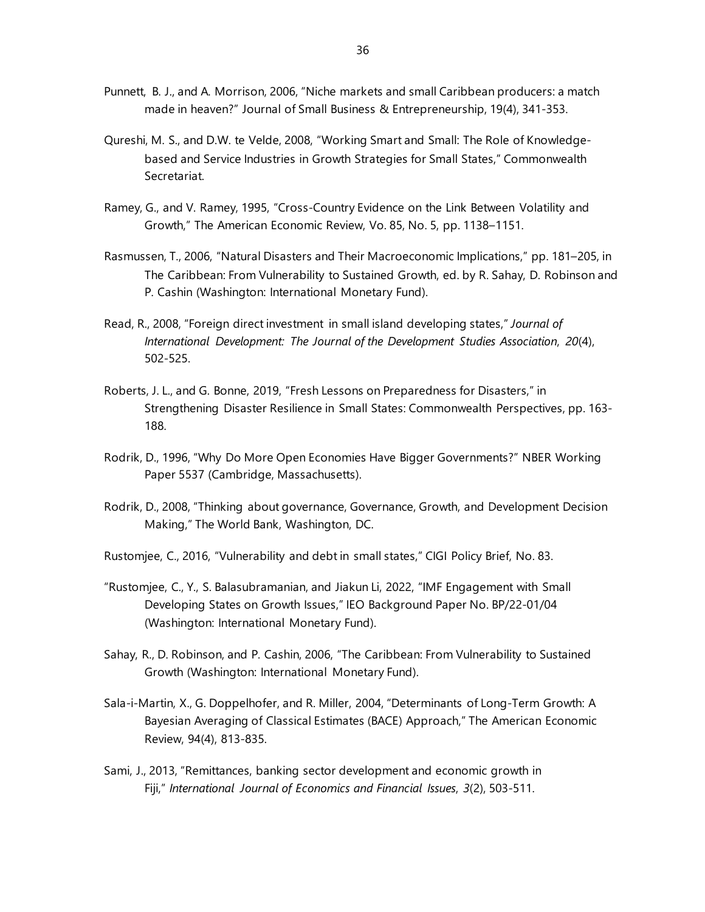Punnett, B. J., and A. Morrison, 2006, "Niche markets and small Caribbean producers: a match made in heaven?" Journal of Small Business & Entrepreneurship, 19(4), 341-353.

Qureshi, M. S., and D.W. te Velde, 2008, "Working Smart and Small: The Role of Knowledge-based and Service Industries in Growth Strategies for Small States," Commonwealth Secretariat.

Ramey, G., and V. Ramey, 1995, "Cross-Country Evidence on the Link Between Volatility and Growth," The American Economic Review, Vo. 85, No. 5, pp. 1138–1151.

Rasmussen, T., 2006, "Natural Disasters and Their Macroeconomic Implications," pp. 181–205, in The Caribbean: From Vulnerability to Sustained Growth, ed. by R. Sahay, D. Robinson and P. Cashin (Washington: International Monetary Fund).

Read, R., 2008, "Foreign direct investment in small island developing states," *Journal of International Development: The Journal of the Development Studies Association*, *20*(4), 502-525.

Roberts, J. L., and G. Bonne, 2019, "Fresh Lessons on Preparedness for Disasters," in Strengthening Disaster Resilience in Small States: Commonwealth Perspectives, pp. 163-188.

Rodrik, D., 1996, "Why Do More Open Economies Have Bigger Governments?" NBER Working Paper 5537 (Cambridge, Massachusetts).

Rodrik, D., 2008, "Thinking about governance, Governance, Growth, and Development Decision Making," The World Bank, Washington, DC.

Rustomjee, C., 2016, "Vulnerability and debt in small states," CIGI Policy Brief, No. 83.

"Rustomjee, C., Y., S. Balasubramanian, and Jiakun Li, 2022, "IMF Engagement with Small Developing States on Growth Issues," IEO Background Paper No. BP/22-01/04 (Washington: International Monetary Fund).

Sahay, R., D. Robinson, and P. Cashin, 2006, "The Caribbean: From Vulnerability to Sustained Growth (Washington: International Monetary Fund).

Sala-i-Martin, X., G. Doppelhofer, and R. Miller, 2004, "Determinants of Long-Term Growth: A Bayesian Averaging of Classical Estimates (BACE) Approach," The American Economic Review, 94(4), 813-835.

Sami, J., 2013, "Remittances, banking sector development and economic growth in Fiji," *International Journal of Economics and Financial Issues*, *3*(2), 503-511.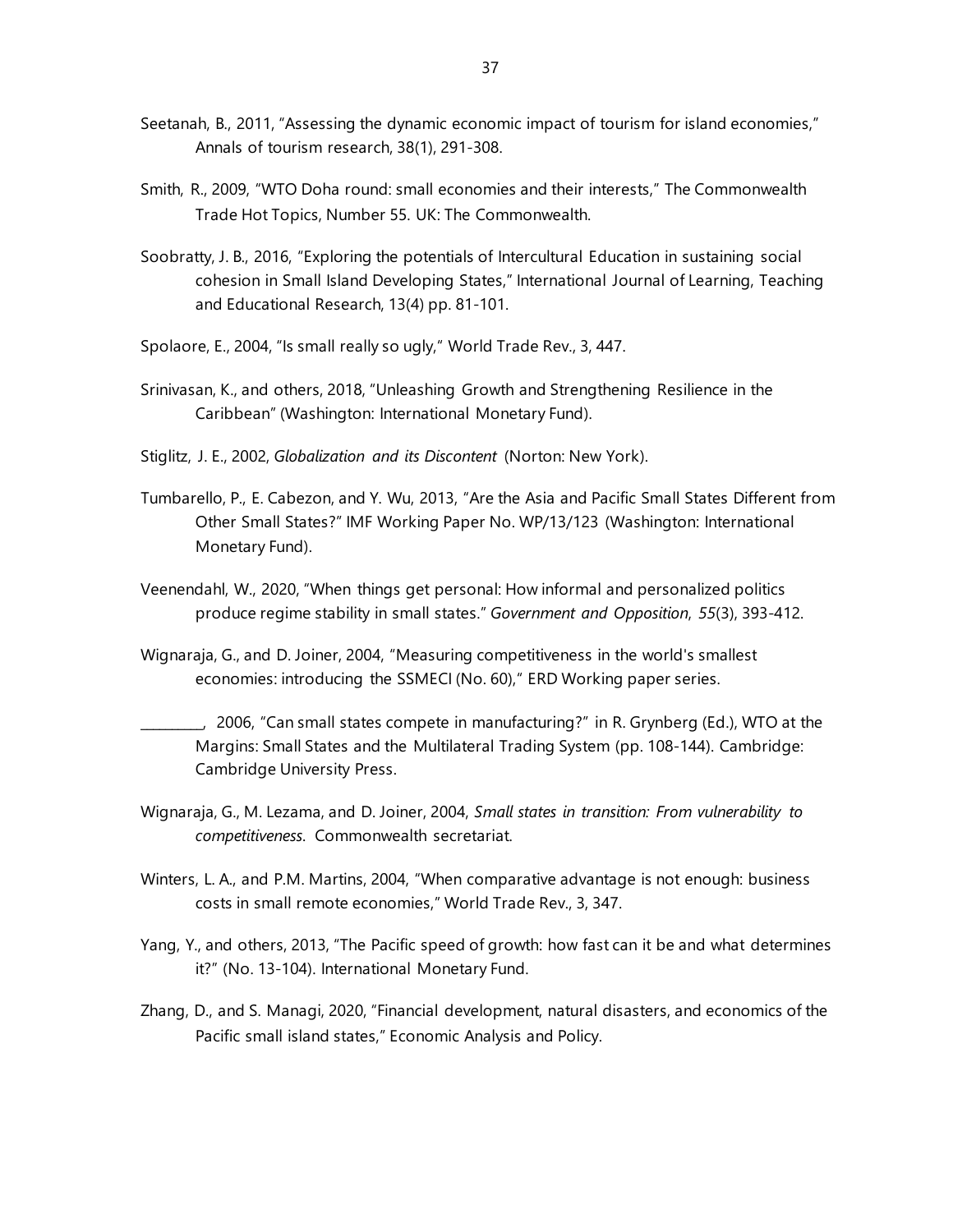Seetanah, B., 2011, "Assessing the dynamic economic impact of tourism for island economies," Annals of tourism research, 38(1), 291-308.

Smith, R., 2009, "WTO Doha round: small economies and their interests," The Commonwealth Trade Hot Topics, Number 55. UK: The Commonwealth.

Soobratty, J. B., 2016, "Exploring the potentials of Intercultural Education in sustaining social cohesion in Small Island Developing States," International Journal of Learning, Teaching and Educational Research, 13(4) pp. 81-101.

Spolaore, E., 2004, "Is small really so ugly," World Trade Rev., 3, 447.

Srinivasan, K., and others, 2018, "Unleashing Growth and Strengthening Resilience in the Caribbean" (Washington: International Monetary Fund).

Stiglitz, J. E., 2002, *Globalization and its Discontent* (Norton: New York).

Tumbarello, P., E. Cabezon, and Y. Wu, 2013, "Are the Asia and Pacific Small States Different from Other Small States?" IMF Working Paper No. WP/13/123 (Washington: International Monetary Fund).

Veenendahl, W., 2020, "When things get personal: How informal and personalized politics produce regime stability in small states." *Government and Opposition*, *55*(3), 393-412.

Wignaraja, G., and D. Joiner, 2004, "Measuring competitiveness in the world's smallest economies: introducing the SSMECI (No. 60)," ERD Working paper series.

________, 2006, "Can small states compete in manufacturing?" in R. Grynberg (Ed.), WTO at the Margins: Small States and the Multilateral Trading System (pp. 108-144). Cambridge: Cambridge University Press.

Wignaraja, G., M. Lezama, and D. Joiner, 2004, *Small states in transition: From vulnerability to competitiveness*. Commonwealth secretariat.

Winters, L. A., and P.M. Martins, 2004, "When comparative advantage is not enough: business costs in small remote economies," World Trade Rev., 3, 347.

Yang, Y., and others, 2013, "The Pacific speed of growth: how fast can it be and what determines it?" (No. 13-104). International Monetary Fund.

Zhang, D., and S. Managi, 2020, "Financial development, natural disasters, and economics of the Pacific small island states," Economic Analysis and Policy.